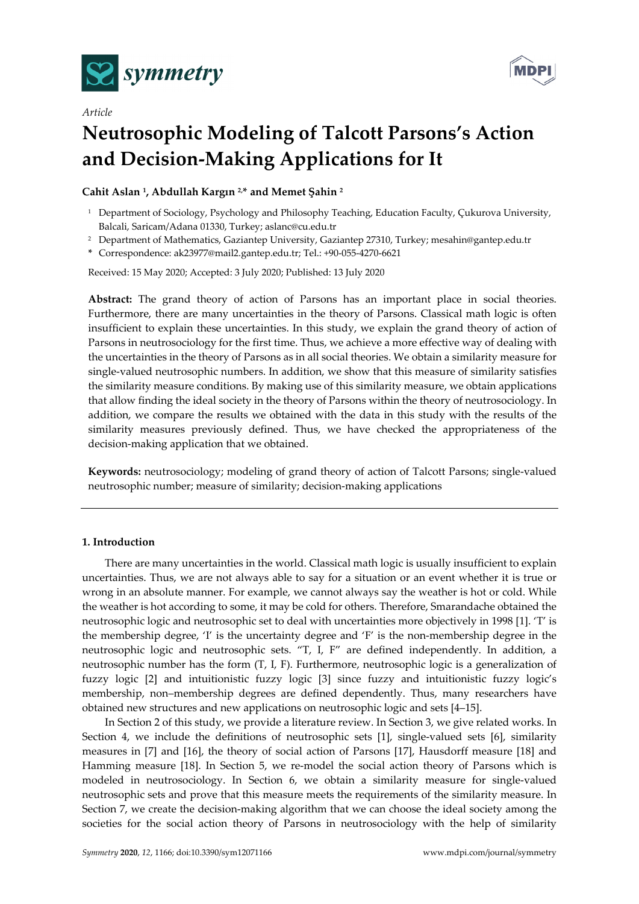*Article*

# Neutrosophic Modeling of Talcott Parsons's Action and Decision-Making Applications for It

**Cahit Aslan [1], Abdullah Kargın [2,*] and Memet Şahin [2]**

[1] Department of Sociology, Psychology and Philosophy Teaching, Education Faculty, Çukurova University, Balcali, Saricam/Adana 01330, Turkey; aslanc@cu.edu.tr

[2] Department of Mathematics, Gaziantep University, Gaziantep 27310, Turkey; mesahin@gantep.edu.tr

* Correspondence: ak23977@mail2.gantep.edu.tr; Tel.: +90-055-4270-6621

Received: 15 May 2020; Accepted: 3 July 2020; Published: 13 July 2020

**Abstract:** The grand theory of action of Parsons has an important place in social theories. Furthermore, there are many uncertainties in the theory of Parsons. Classical math logic is often insufficient to explain these uncertainties. In this study, we explain the grand theory of action of Parsons in neutrosociology for the first time. Thus, we achieve a more effective way of dealing with the uncertainties in the theory of Parsons as in all social theories. We obtain a similarity measure for single-valued neutrosophic numbers. In addition, we show that this measure of similarity satisfies the similarity measure conditions. By making use of this similarity measure, we obtain applications that allow finding the ideal society in the theory of Parsons within the theory of neutrosociology. In addition, we compare the results we obtained with the data in this study with the results of the similarity measures previously defined. Thus, we have checked the appropriateness of the decision-making application that we obtained.

**Keywords:** neutrosociology; modeling of grand theory of action of Talcott Parsons; single-valued neutrosophic number; measure of similarity; decision-making applications

## 1. Introduction

There are many uncertainties in the world. Classical math logic is usually insufficient to explain uncertainties. Thus, we are not always able to say for a situation or an event whether it is true or wrong in an absolute manner. For example, we cannot always say the weather is hot or cold. While the weather is hot according to some, it may be cold for others. Therefore, Smarandache obtained the neutrosophic logic and neutrosophic set to deal with uncertainties more objectively in 1998 [1]. 'T' is the membership degree, 'I' is the uncertainty degree and 'F' is the non-membership degree in the neutrosophic logic and neutrosophic sets. "T, I, F" are defined independently. In addition, a neutrosophic number has the form (T, I, F). Furthermore, neutrosophic logic is a generalization of fuzzy logic [2] and intuitionistic fuzzy logic [3] since fuzzy and intuitionistic fuzzy logic's membership, non–membership degrees are defined dependently. Thus, many researchers have obtained new structures and new applications on neutrosophic logic and sets [4–15].

In Section 2 of this study, we provide a literature review. In Section 3, we give related works. In Section 4, we include the definitions of neutrosophic sets [1], single-valued sets [6], similarity measures in [7] and [16], the theory of social action of Parsons [17], Hausdorff measure [18] and Hamming measure [18]. In Section 5, we re-model the social action theory of Parsons which is modeled in neutrosociology. In Section 6, we obtain a similarity measure for single-valued neutrosophic sets and prove that this measure meets the requirements of the similarity measure. In Section 7, we create the decision-making algorithm that we can choose the ideal society among the societies for the social action theory of Parsons in neutrosociology with the help of similarity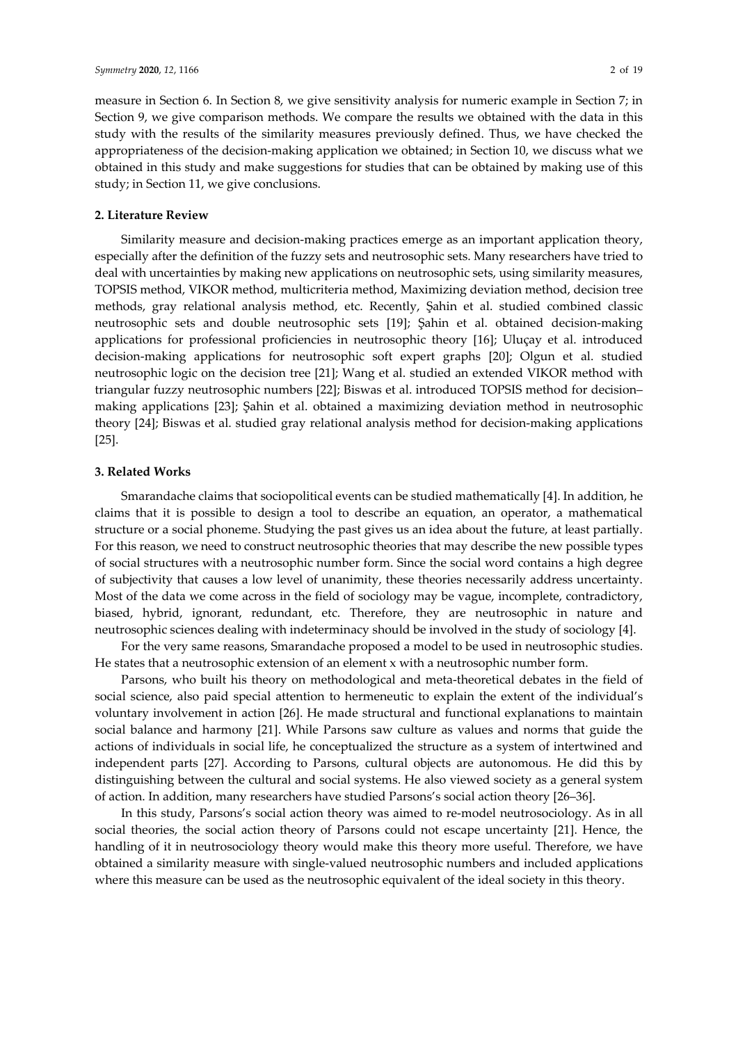measure in Section 6. In Section 8, we give sensitivity analysis for numeric example in Section 7; in Section 9, we give comparison methods. We compare the results we obtained with the data in this study with the results of the similarity measures previously defined. Thus, we have checked the appropriateness of the decision-making application we obtained; in Section 10, we discuss what we obtained in this study and make suggestions for studies that can be obtained by making use of this study; in Section 11, we give conclusions.

## 2. Literature Review

Similarity measure and decision-making practices emerge as an important application theory, especially after the definition of the fuzzy sets and neutrosophic sets. Many researchers have tried to deal with uncertainties by making new applications on neutrosophic sets, using similarity measures, TOPSIS method, VIKOR method, multicriteria method, Maximizing deviation method, decision tree methods, gray relational analysis method, etc. Recently, Şahin et al. studied combined classic neutrosophic sets and double neutrosophic sets [19]; Şahin et al. obtained decision-making applications for professional proficiencies in neutrosophic theory [16]; Uluçay et al. introduced decision-making applications for neutrosophic soft expert graphs [20]; Olgun et al. studied neutrosophic logic on the decision tree [21]; Wang et al. studied an extended VIKOR method with triangular fuzzy neutrosophic numbers [22]; Biswas et al. introduced TOPSIS method for decision–making applications [23]; Şahin et al. obtained a maximizing deviation method in neutrosophic theory [24]; Biswas et al. studied gray relational analysis method for decision-making applications [25].

## 3. Related Works

Smarandache claims that sociopolitical events can be studied mathematically [4]. In addition, he claims that it is possible to design a tool to describe an equation, an operator, a mathematical structure or a social phoneme. Studying the past gives us an idea about the future, at least partially. For this reason, we need to construct neutrosophic theories that may describe the new possible types of social structures with a neutrosophic number form. Since the social word contains a high degree of subjectivity that causes a low level of unanimity, these theories necessarily address uncertainty. Most of the data we come across in the field of sociology may be vague, incomplete, contradictory, biased, hybrid, ignorant, redundant, etc. Therefore, they are neutrosophic in nature and neutrosophic sciences dealing with indeterminacy should be involved in the study of sociology [4].

For the very same reasons, Smarandache proposed a model to be used in neutrosophic studies. He states that a neutrosophic extension of an element x with a neutrosophic number form.

Parsons, who built his theory on methodological and meta-theoretical debates in the field of social science, also paid special attention to hermeneutic to explain the extent of the individual's voluntary involvement in action [26]. He made structural and functional explanations to maintain social balance and harmony [21]. While Parsons saw culture as values and norms that guide the actions of individuals in social life, he conceptualized the structure as a system of intertwined and independent parts [27]. According to Parsons, cultural objects are autonomous. He did this by distinguishing between the cultural and social systems. He also viewed society as a general system of action. In addition, many researchers have studied Parsons's social action theory [26–36].

In this study, Parsons's social action theory was aimed to re-model neutrosociology. As in all social theories, the social action theory of Parsons could not escape uncertainty [21]. Hence, the handling of it in neutrosociology theory would make this theory more useful. Therefore, we have obtained a similarity measure with single-valued neutrosophic numbers and included applications where this measure can be used as the neutrosophic equivalent of the ideal society in this theory.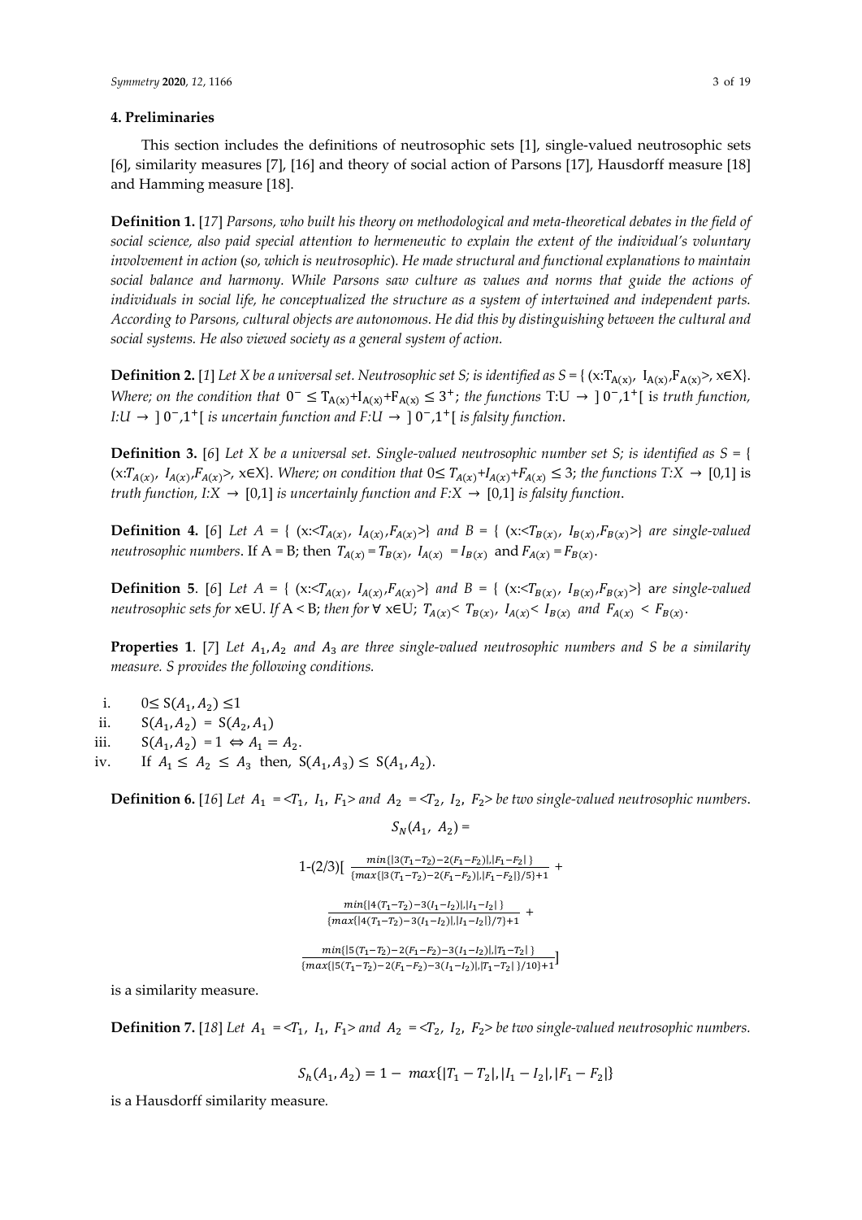## 4. Preliminaries

This section includes the definitions of neutrosophic sets [1], single-valued neutrosophic sets [6], similarity measures [7], [16] and theory of social action of Parsons [17], Hausdorff measure [18] and Hamming measure [18].

**Definition 1.** [17] *Parsons, who built his theory on methodological and meta-theoretical debates in the field of social science, also paid special attention to hermeneutic to explain the extent of the individual's voluntary involvement in action (so, which is neutrosophic). He made structural and functional explanations to maintain social balance and harmony. While Parsons saw culture as values and norms that guide the actions of individuals in social life, he conceptualized the structure as a system of intertwined and independent parts. According to Parsons, cultural objects are autonomous. He did this by distinguishing between the cultural and social systems. He also viewed society as a general system of action.*

**Definition 2.** [1] *Let X be a universal set. Neutrosophic set S; is identified as* $S = \{ (x: T_{A(x)},\ I_{A(x)}, F_{A(x)}>, x \in X\}$. *Where; on the condition that* $0^- \le T_{A(x)}+I_{A(x)}+F_{A(x)} \le 3^+$; *the functions* $T:U \rightarrow\ ]0^-,1^+[$ *is truth function,* $I:U \rightarrow\ ]0^-,1^+[$ *is uncertain function and* $F:U \rightarrow\ ]0^-,1^+[$ *is falsity function.*

**Definition 3.** [6] *Let X be a universal set. Single-valued neutrosophic number set S; is identified as* $S = \{ (x: T_{A(x)},\ I_{A(x)}, F_{A(x)}>, x \in X\}$. *Where; on condition that* $0 \le T_{A(x)}+I_{A(x)}+F_{A(x)} \le 3$; *the functions* $T:X \rightarrow [0,1]$ *is truth function,* $I:X \rightarrow [0,1]$ *is uncertainly function and* $F:X \rightarrow [0,1]$ *is falsity function.*

**Definition 4.** [6] *Let* $A = \{ (x:<T_{A(x)},\ I_{A(x)}, F_{A(x)}>\}$ *and* $B = \{ (x:<T_{B(x)},\ I_{B(x)}, F_{B(x)}>\}$ *are single-valued neutrosophic numbers.* If A = B; then $T_{A(x)} = T_{B(x)}$, $I_{A(x)} = I_{B(x)}$ and $F_{A(x)} = F_{B(x)}$.

**Definition 5**. [6] *Let* $A = \{ (x:<T_{A(x)},\ I_{A(x)}, F_{A(x)}>\}$ *and* $B = \{ (x:<T_{B(x)},\ I_{B(x)}, F_{B(x)}>\}$ *are single-valued neutrosophic sets for* x∈U. *If* A < B; *then for* ∀ x∈U; $T_{A(x)} < T_{B(x)}$, $I_{A(x)} < I_{B(x)}$ *and* $F_{A(x)} < F_{B(x)}$.

**Properties 1**. [7] *Let* $A_1, A_2$ *and* $A_3$ *are three single-valued neutrosophic numbers and S be a similarity measure. S provides the following conditions.*

i. $0 \le S(A_1, A_2) \le 1$
ii. $S(A_1, A_2) = S(A_2, A_1)$
iii. $S(A_1, A_2) = 1 \Leftrightarrow A_1 = A_2$.
iv. If $A_1 \le A_2 \le A_3$ then, $S(A_1, A_3) \le S(A_1, A_2)$.

**Definition 6.** [16] *Let* $A_1 = <T_1,\ I_1,\ F_1>$ *and* $A_2 = <T_2,\ I_2,\ F_2>$ *be two single-valued neutrosophic numbers.*

$$S_N(A_1,\ A_2) =$$

$$1-(2/3)\Big[\ \frac{min\{|3(T_1-T_2)-2(F_1-F_2)|,|F_1-F_2|\ \}}{\{max\{|3(T_1-T_2)-2(F_1-F_2)|,|F_1-F_2|\}/5\}+1} +$$

$$\frac{min\{|4(T_1-T_2)-3(I_1-I_2)|,|I_1-I_2|\ \}}{\{max\{|4(T_1-T_2)-3(I_1-I_2)|,|I_1-I_2|\}/7\}+1} +$$

$$\frac{min\{|5(T_1-T_2)-2(F_1-F_2)-3(I_1-I_2)|,|T_1-T_2|\ \}}{\{max\{|5(T_1-T_2)-2(F_1-F_2)-3(I_1-I_2)|,|T_1-T_2|\ \}/10\}+1}\Big]$$

is a similarity measure.

**Definition 7.** [18] *Let* $A_1 = <T_1,\ I_1,\ F_1>$ *and* $A_2 = <T_2,\ I_2,\ F_2>$ *be two single-valued neutrosophic numbers.*

$$S_h(A_1, A_2) = 1 - \ max\{|T_1 - T_2|, |I_1 - I_2|, |F_1 - F_2|\}$$

is a Hausdorff similarity measure.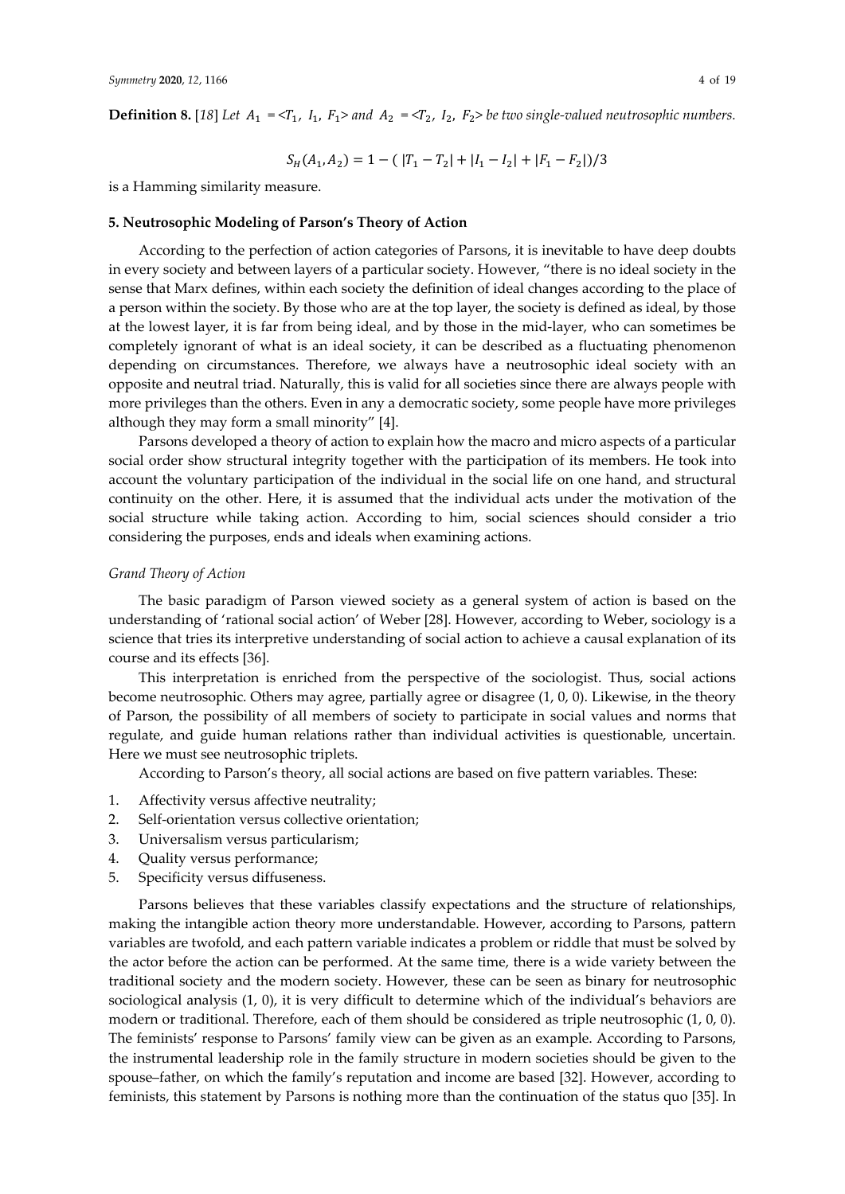**Definition 8.** [18] *Let* $A_1 = \langle T_1, I_1, F_1 \rangle$ *and* $A_2 = \langle T_2, I_2, F_2 \rangle$ *be two single-valued neutrosophic numbers.*

$$S_H(A_1, A_2) = 1 - (|T_1 - T_2| + |I_1 - I_2| + |F_1 - F_2|)/3$$

is a Hamming similarity measure.

## 5. Neutrosophic Modeling of Parson's Theory of Action

According to the perfection of action categories of Parsons, it is inevitable to have deep doubts in every society and between layers of a particular society. However, "there is no ideal society in the sense that Marx defines, within each society the definition of ideal changes according to the place of a person within the society. By those who are at the top layer, the society is defined as ideal, by those at the lowest layer, it is far from being ideal, and by those in the mid-layer, who can sometimes be completely ignorant of what is an ideal society, it can be described as a fluctuating phenomenon depending on circumstances. Therefore, we always have a neutrosophic ideal society with an opposite and neutral triad. Naturally, this is valid for all societies since there are always people with more privileges than the others. Even in any a democratic society, some people have more privileges although they may form a small minority" [4].

Parsons developed a theory of action to explain how the macro and micro aspects of a particular social order show structural integrity together with the participation of its members. He took into account the voluntary participation of the individual in the social life on one hand, and structural continuity on the other. Here, it is assumed that the individual acts under the motivation of the social structure while taking action. According to him, social sciences should consider a trio considering the purposes, ends and ideals when examining actions.

*Grand Theory of Action*

The basic paradigm of Parson viewed society as a general system of action is based on the understanding of 'rational social action' of Weber [28]. However, according to Weber, sociology is a science that tries its interpretive understanding of social action to achieve a causal explanation of its course and its effects [36].

This interpretation is enriched from the perspective of the sociologist. Thus, social actions become neutrosophic. Others may agree, partially agree or disagree (1, 0, 0). Likewise, in the theory of Parson, the possibility of all members of society to participate in social values and norms that regulate, and guide human relations rather than individual activities is questionable, uncertain. Here we must see neutrosophic triplets.

According to Parson's theory, all social actions are based on five pattern variables. These:

1. Affectivity versus affective neutrality;
2. Self-orientation versus collective orientation;
3. Universalism versus particularism;
4. Quality versus performance;
5. Specificity versus diffuseness.

Parsons believes that these variables classify expectations and the structure of relationships, making the intangible action theory more understandable. However, according to Parsons, pattern variables are twofold, and each pattern variable indicates a problem or riddle that must be solved by the actor before the action can be performed. At the same time, there is a wide variety between the traditional society and the modern society. However, these can be seen as binary for neutrosophic sociological analysis (1, 0), it is very difficult to determine which of the individual's behaviors are modern or traditional. Therefore, each of them should be considered as triple neutrosophic (1, 0, 0). The feminists' response to Parsons' family view can be given as an example. According to Parsons, the instrumental leadership role in the family structure in modern societies should be given to the spouse–father, on which the family's reputation and income are based [32]. However, according to feminists, this statement by Parsons is nothing more than the continuation of the status quo [35]. In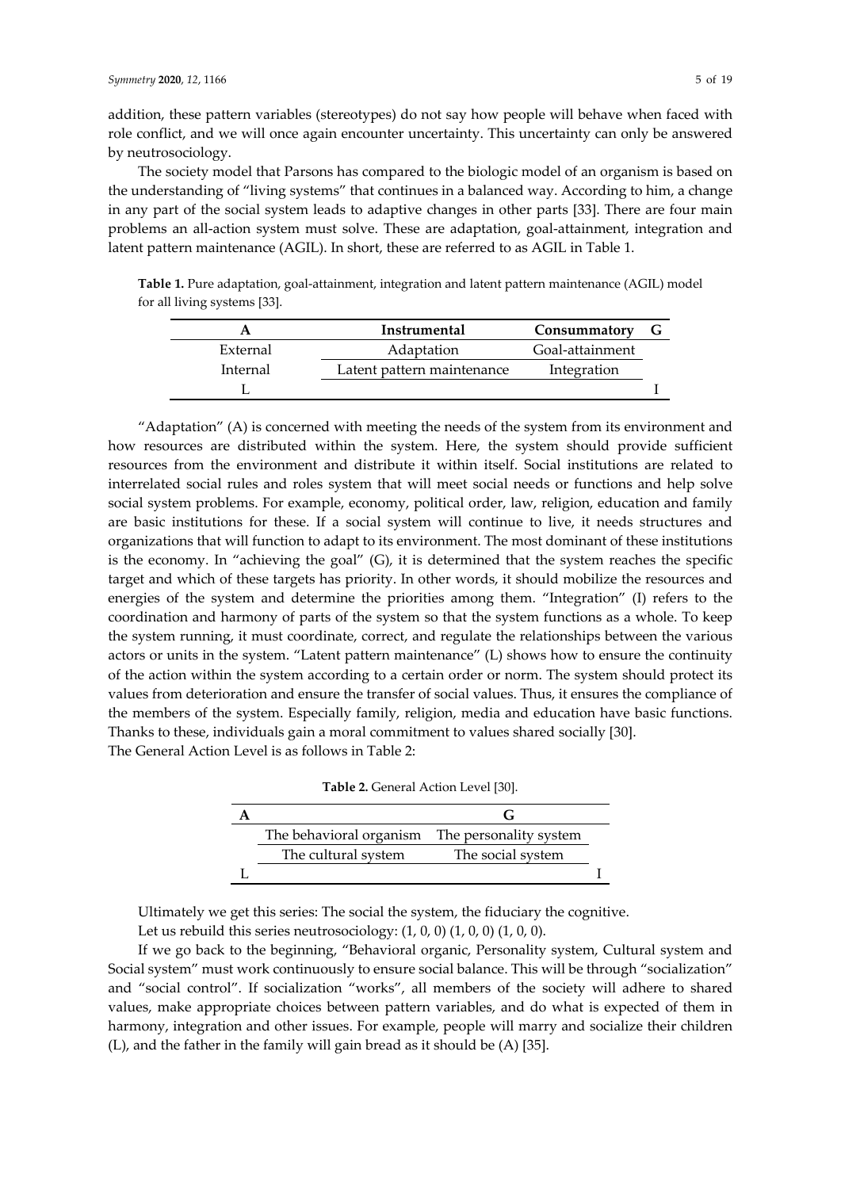addition, these pattern variables (stereotypes) do not say how people will behave when faced with role conflict, and we will once again encounter uncertainty. This uncertainty can only be answered by neutrosociology.

The society model that Parsons has compared to the biologic model of an organism is based on the understanding of "living systems" that continues in a balanced way. According to him, a change in any part of the social system leads to adaptive changes in other parts [33]. There are four main problems an all-action system must solve. These are adaptation, goal-attainment, integration and latent pattern maintenance (AGIL). In short, these are referred to as AGIL in Table 1.

**Table 1.** Pure adaptation, goal-attainment, integration and latent pattern maintenance (AGIL) model for all living systems [33].

| A | Instrumental | Consummatory | G |
|---|---|---|---|
| External | Adaptation | Goal-attainment | |
| Internal | Latent pattern maintenance | Integration | |
| L | | | I |

"Adaptation" (A) is concerned with meeting the needs of the system from its environment and how resources are distributed within the system. Here, the system should provide sufficient resources from the environment and distribute it within itself. Social institutions are related to interrelated social rules and roles system that will meet social needs or functions and help solve social system problems. For example, economy, political order, law, religion, education and family are basic institutions for these. If a social system will continue to live, it needs structures and organizations that will function to adapt to its environment. The most dominant of these institutions is the economy. In "achieving the goal" (G), it is determined that the system reaches the specific target and which of these targets has priority. In other words, it should mobilize the resources and energies of the system and determine the priorities among them. "Integration" (I) refers to the coordination and harmony of parts of the system so that the system functions as a whole. To keep the system running, it must coordinate, correct, and regulate the relationships between the various actors or units in the system. "Latent pattern maintenance" (L) shows how to ensure the continuity of the action within the system according to a certain order or norm. The system should protect its values from deterioration and ensure the transfer of social values. Thus, it ensures the compliance of the members of the system. Especially family, religion, media and education have basic functions. Thanks to these, individuals gain a moral commitment to values shared socially [30].

The General Action Level is as follows in Table 2:

**Table 2.** General Action Level [30].

| A | | G | |
|---|---|---|---|
| | The behavioral organism | The personality system | |
| | The cultural system | The social system | |
| L | | | I |

Ultimately we get this series: The social the system, the fiduciary the cognitive.

Let us rebuild this series neutrosociology: (1, 0, 0) (1, 0, 0) (1, 0, 0).

If we go back to the beginning, "Behavioral organic, Personality system, Cultural system and Social system" must work continuously to ensure social balance. This will be through "socialization" and "social control". If socialization "works", all members of the society will adhere to shared values, make appropriate choices between pattern variables, and do what is expected of them in harmony, integration and other issues. For example, people will marry and socialize their children (L), and the father in the family will gain bread as it should be (A) [35].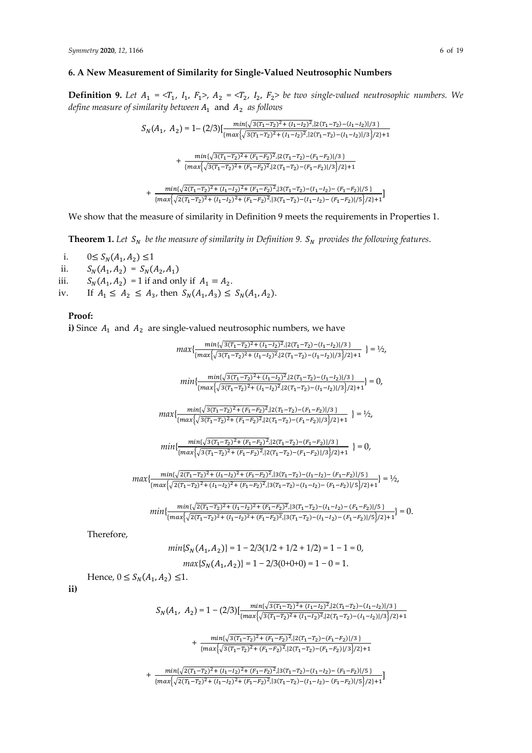## 6. A New Measurement of Similarity for Single-Valued Neutrosophic Numbers

**Definition 9.** *Let* $A_1 = <T_1,\ I_1,\ F_1>$, $A_2 = <T_2,\ I_2,\ F_2>$ *be two single-valued neutrosophic numbers. We define measure of similarity between* $A_1$ and $A_2$ *as follows*

$$S_N(A_1,\ A_2) = 1 - (2/3)[\frac{min\{\sqrt{3(T_1-T_2)^2+(I_1-I_2)^2}, |2(T_1-T_2)-(I_1-I_2)|/3\}}{\{max\{\sqrt{3(T_1-T_2)^2+(I_1-I_2)^2}, |2(T_1-T_2)-(I_1-I_2)|/3\}/2\}+1}$$

$$+\ \frac{min\{\sqrt{3(T_1-T_2)^2+(F_1-F_2)^2}, |2(T_1-T_2)-(F_1-F_2)|/3\}}{\{max\{\sqrt{3(T_1-T_2)^2+(F_1-F_2)^2}, |2(T_1-T_2)-(F_1-F_2)|/3\}/2\}+1}$$

$$+\ \frac{min\{\sqrt{2(T_1-T_2)^2+(I_1-I_2)^2+(F_1-F_2)^2}, |3(T_1-T_2)-(I_1-I_2)-(F_1-F_2)|/5\}}{\{max\{\sqrt{2(T_1-T_2)^2+(I_1-I_2)^2+(F_1-F_2)^2}, |3(T_1-T_2)-(I_1-I_2)-(F_1-F_2)|/5\}/2\}+1}]$$

We show that the measure of similarity in Definition 9 meets the requirements in Properties 1.

**Theorem 1.** *Let* $S_N$ *be the measure of similarity in Definition 9.* $S_N$ *provides the following features.*

i. $0 \leq S_N(A_1, A_2) \leq 1$

ii. $S_N(A_1, A_2) = S_N(A_2, A_1)$

iii. $S_N(A_1, A_2) = 1$ if and only if $A_1 = A_2$.

iv. If $A_1 \leq A_2 \leq A_3$, then $S_N(A_1, A_3) \leq S_N(A_1, A_2)$.

**Proof:**

**i)** Since $A_1$ and $A_2$ are single-valued neutrosophic numbers, we have

$$max\{\frac{min\{\sqrt{3(T_1-T_2)^2+(I_1-I_2)^2}, |2(T_1-T_2)-(I_1-I_2)|/3\}}{\{max\{\sqrt{3(T_1-T_2)^2+(I_1-I_2)^2}, |2(T_1-T_2)-(I_1-I_2)|/3\}/2\}+1}\} = ½,$$

$$min\{\frac{min\{\sqrt{3(T_1-T_2)^2+(I_1-I_2)^2}, |2(T_1-T_2)-(I_1-I_2)|/3\}}{\{max\{\sqrt{3(T_1-T_2)^2+(I_1-I_2)^2}, |2(T_1-T_2)-(I_1-I_2)|/3\}/2\}+1}\} = 0,$$

$$max\{\frac{min\{\sqrt{3(T_1-T_2)^2+(F_1-F_2)^2}, |2(T_1-T_2)-(F_1-F_2)|/3\}}{\{max\{\sqrt{3(T_1-T_2)^2+(F_1-F_2)^2}, |2(T_1-T_2)-(F_1-F_2)|/3\}/2\}+1}\} = ½,$$

$$min\{\frac{min\{\sqrt{3(T_1-T_2)^2+(F_1-F_2)^2}, |2(T_1-T_2)-(F_1-F_2)|/3\}}{\{max\{\sqrt{3(T_1-T_2)^2+(F_1-F_2)^2}, |2(T_1-T_2)-(F_1-F_2)|/3\}/2\}+1}\} = 0,$$

$$max\{\frac{min\{\sqrt{2(T_1-T_2)^2+(I_1-I_2)^2+(F_1-F_2)^2}, |3(T_1-T_2)-(I_1-I_2)-(F_1-F_2)|/5\}}{\{max\{\sqrt{2(T_1-T_2)^2+(I_1-I_2)^2+(F_1-F_2)^2}, |3(T_1-T_2)-(I_1-I_2)-(F_1-F_2)|/5\}/2\}+1}\} = ½,$$

$$min\{\frac{min\{\sqrt{2(T_1-T_2)^2+(I_1-I_2)^2+(F_1-F_2)^2}, |3(T_1-T_2)-(I_1-I_2)-(F_1-F_2)|/5\}}{\{max\{\sqrt{2(T_1-T_2)^2+(I_1-I_2)^2+(F_1-F_2)^2}, |3(T_1-T_2)-(I_1-I_2)-(F_1-F_2)|/5\}/2\}+1}\} = 0.$$

Therefore,

$$min\{S_N(A_1, A_2)\} = 1 - 2/3(1/2 + 1/2 + 1/2) = 1 - 1 = 0,$$

$$max\{S_N(A_1, A_2)\} = 1 - 2/3(0+0+0) = 1 - 0 = 1.$$

Hence, $0 \leq S_N(A_1, A_2) \leq 1$.

**ii)**

$$S_N(A_1,\ A_2) = 1 - (2/3)[\frac{min\{\sqrt{3(T_1-T_2)^2+(I_1-I_2)^2}, |2(T_1-T_2)-(I_1-I_2)|/3\}}{\{max\{\sqrt{3(T_1-T_2)^2+(I_1-I_2)^2}, |2(T_1-T_2)-(I_1-I_2)|/3\}/2\}+1}$$

$$+\ \frac{min\{\sqrt{3(T_1-T_2)^2+(F_1-F_2)^2}, |2(T_1-T_2)-(F_1-F_2)|/3\}}{\{max\{\sqrt{3(T_1-T_2)^2+(F_1-F_2)^2}, |2(T_1-T_2)-(F_1-F_2)|/3\}/2\}+1}$$

$$+\ \frac{min\{\sqrt{2(T_1-T_2)^2+(I_1-I_2)^2+(F_1-F_2)^2}, |3(T_1-T_2)-(I_1-I_2)-(F_1-F_2)|/5\}}{\{max\{\sqrt{2(T_1-T_2)^2+(I_1-I_2)^2+(F_1-F_2)^2}, |3(T_1-T_2)-(I_1-I_2)-(F_1-F_2)|/5\}/2\}+1}]$$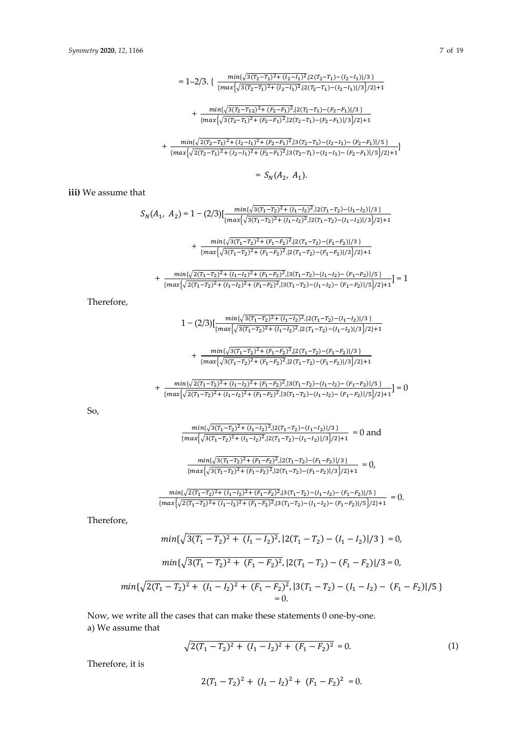$$= 1–2/3. \{ \frac{min\{\sqrt{3(T_2-T_1)^2+(I_2-I_1)^2}, |2(T_2-T_1)-(I_2-I_1)|/3\}}{\{max\{\sqrt{3(T_2-T_1)^2+(I_2-I_1)^2}, |2(T_2-T_1)-(I_2-I_1)|/3\}/2\}+1}$$

$$+ \frac{min\{\sqrt{3(T_2-T_1 2)^2+(F_2-F_1)^2}, |2(T_2-T_1)-(F_2-F_1)|/3\}}{\{max\{\sqrt{3(T_2-T_1)^2+(F_2-F_1)^2}, |2(T_2-T_1)-(F_2-F_1)|/3\}/2\}+1}$$

$$+ \frac{min\{\sqrt{2(T_2-T_1)^2+(I_2-I_1)^2+(F_2-F_1)^2}, |3(T_2-T_1)-(I_2-I_1)-(F_2-F_1)|/5\}}{\{max\{\sqrt{2(T_2-T_1)^2+(I_2-I_1)^2+(F_2-F_1)^2}, |3(T_2-T_1)-(I_2-I_1)-(F_2-F_1)|/5\}/2\}+1}\}$$

$$= S_N(A_2,\ A_1).$$

**iii)** We assume that

$$S_N(A_1,\ A_2) = 1 - (2/3)[\frac{min\{\sqrt{3(T_1-T_2)^2+(I_1-I_2)^2}, |2(T_1-T_2)-(I_1-I_2)|/3\}}{\{max\{\sqrt{3(T_1-T_2)^2+(I_1-I_2)^2}, |2(T_1-T_2)-(I_1-I_2)|/3\}/2\}+1}$$

$$+ \frac{min\{\sqrt{3(T_1-T_2)^2+(F_1-F_2)^2}, |2(T_1-T_2)-(F_1-F_2)|/3\}}{\{max\{\sqrt{3(T_1-T_2)^2+(F_1-F_2)^2}, |2(T_1-T_2)-(F_1-F_2)|/3\}/2\}+1}$$

$$+ \frac{min\{\sqrt{2(T_1-T_2)^2+(I_1-I_2)^2+(F_1-F_2)^2}, |3(T_1-T_2)-(I_1-I_2)-(F_1-F_2)|/5\}}{\{max\{\sqrt{2(T_1-T_2)^2+(I_1-I_2)^2+(F_1-F_2)^2}, |3(T_1-T_2)-(I_1-I_2)-(F_1-F_2)|/5\}/2\}+1}] = 1$$

Therefore,

$$1 - (2/3)[\frac{min\{\sqrt{3(T_1-T_2)^2+(I_1-I_2)^2}, |2(T_1-T_2)-(I_1-I_2)|/3\}}{\{max\{\sqrt{3(T_1-T_2)^2+(I_1-I_2)^2}, |2(T_1-T_2)-(I_1-I_2)|/3\}/2\}+1}$$

$$+ \frac{min\{\sqrt{3(T_1-T_2)^2+(F_1-F_2)^2}, |2(T_1-T_2)-(F_1-F_2)|/3\}}{\{max\{\sqrt{3(T_1-T_2)^2+(F_1-F_2)^2}, |2(T_1-T_2)-(F_1-F_2)|/3\}/2\}+1}$$

$$+ \frac{min\{\sqrt{2(T_1-T_2)^2+(I_1-I_2)^2+(F_1-F_2)^2}, |3(T_1-T_2)-(I_1-I_2)-(F_1-F_2)|/5\}}{\{max\{\sqrt{2(T_1-T_2)^2+(I_1-I_2)^2+(F_1-F_2)^2}, |3(T_1-T_2)-(I_1-I_2)-(F_1-F_2)|/5\}/2\}+1}] = 0$$

So,

$$\frac{min\{\sqrt{3(T_1-T_2)^2+(I_1-I_2)^2}, |2(T_1-T_2)-(I_1-I_2)|/3\}}{\{max\{\sqrt{3(T_1-T_2)^2+(I_1-I_2)^2}, |2(T_1-T_2)-(I_1-I_2)|/3\}/2\}+1} = 0 \text{ and}$$

$$\frac{min\{\sqrt{3(T_1-T_2)^2+(F_1-F_2)^2}, |2(T_1-T_2)-(F_1-F_2)|/3\}}{\{max\{\sqrt{3(T_1-T_2)^2+(F_1-F_2)^2}, |2(T_1-T_2)-(F_1-F_2)|/3\}/2\}+1} = 0,$$

$$\frac{min\{\sqrt{2(T_1-T_2)^2+(I_1-I_2)^2+(F_1-F_2)^2}, |3(T_1-T_2)-(I_1-I_2)-(F_1-F_2)|/5\}}{\{max\{\sqrt{2(T_1-T_2)^2+(I_1-I_2)^2+(F_1-F_2)^2}, |3(T_1-T_2)-(I_1-I_2)-(F_1-F_2)|/5\}/2\}+1} = 0.$$

Therefore,

$$min\{\sqrt{3(T_1-T_2)^2+(I_1-I_2)^2}, |2(T_1-T_2)-(I_1-I_2)|/3\} = 0,$$

$$min\{\sqrt{3(T_1-T_2)^2+(F_1-F_2)^2}, |2(T_1-T_2)-(F_1-F_2)|/3 = 0,$$

$$min\{\sqrt{2(T_1-T_2)^2+(I_1-I_2)^2+(F_1-F_2)^2}, |3(T_1-T_2)-(I_1-I_2)-(F_1-F_2)|/5\} = 0.$$

Now, we write all the cases that can make these statements 0 one-by-one.

a) We assume that

$$\sqrt{2(T_1-T_2)^2+(I_1-I_2)^2+(F_1-F_2)^2} = 0. \quad (1)$$

Therefore, it is

$$2(T_1-T_2)^2+(I_1-I_2)^2+(F_1-F_2)^2 = 0.$$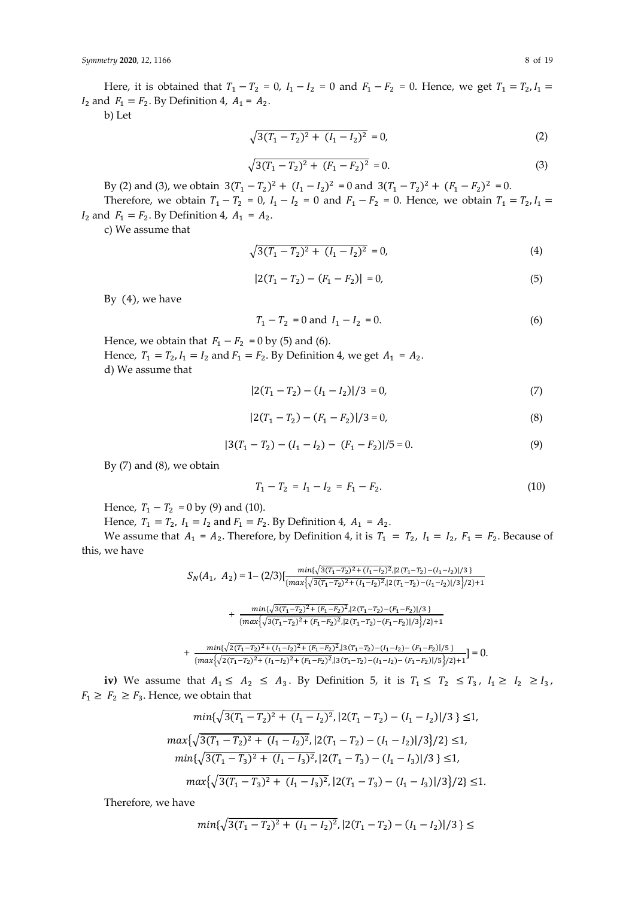Here, it is obtained that $T_1 - T_2 = 0$, $I_1 - I_2 = 0$ and $F_1 - F_2 = 0$. Hence, we get $T_1 = T_2, I_1 = I_2$ and $F_1 = F_2$. By Definition 4, $A_1 = A_2$.

b) Let

$$\sqrt{3(T_1 - T_2)^2 + (I_1 - I_2)^2} = 0, \tag{2}$$

$$\sqrt{3(T_1 - T_2)^2 + (F_1 - F_2)^2} = 0. \tag{3}$$

By (2) and (3), we obtain $3(T_1 - T_2)^2 + (I_1 - I_2)^2 = 0$ and $3(T_1 - T_2)^2 + (F_1 - F_2)^2 = 0$.

Therefore, we obtain $T_1 - T_2 = 0$, $I_1 - I_2 = 0$ and $F_1 - F_2 = 0$. Hence, we obtain $T_1 = T_2, I_1 = I_2$ and $F_1 = F_2$. By Definition 4, $A_1 = A_2$.

c) We assume that

$$\sqrt{3(T_1 - T_2)^2 + (I_1 - I_2)^2} = 0, \tag{4}$$

$$|2(T_1 - T_2) - (F_1 - F_2)| = 0, \tag{5}$$

By (4), we have

$$T_1 - T_2 = 0 \text{ and } I_1 - I_2 = 0. \tag{6}$$

Hence, we obtain that $F_1 - F_2 = 0$ by (5) and (6).

Hence, $T_1 = T_2, I_1 = I_2$ and $F_1 = F_2$. By Definition 4, we get $A_1 = A_2$.

d) We assume that

$$|2(T_1 - T_2) - (I_1 - I_2)|/3 = 0, \tag{7}$$

$$|2(T_1 - T_2) - (F_1 - F_2)|/3 = 0, \tag{8}$$

$$|3(T_1 - T_2) - (I_1 - I_2) - (F_1 - F_2)|/5 = 0. \tag{9}$$

By (7) and (8), we obtain

$$T_1 - T_2 = I_1 - I_2 = F_1 - F_2. \tag{10}$$

Hence, $T_1 - T_2 = 0$ by (9) and (10).

Hence, $T_1 = T_2$, $I_1 = I_2$ and $F_1 = F_2$. By Definition 4, $A_1 = A_2$.

We assume that $A_1 = A_2$. Therefore, by Definition 4, it is $T_1 = T_2$, $I_1 = I_2$, $F_1 = F_2$. Because of this, we have

$$S_N(A_1, A_2) = 1 - (2/3)\Big[\frac{min\{\sqrt{3(T_1-T_2)^2 + (I_1-I_2)^2}, |2(T_1-T_2) - (I_1-I_2)|/3\}}{\{max\{\sqrt{3(T_1-T_2)^2 + (I_1-I_2)^2}, |2(T_1-T_2) - (I_1-I_2)|/3\}/2\}+1}$$

$$+ \frac{min\{\sqrt{3(T_1-T_2)^2 + (F_1-F_2)^2}, |2(T_1-T_2) - (F_1-F_2)|/3\}}{\{max\{\sqrt{3(T_1-T_2)^2 + (F_1-F_2)^2}, |2(T_1-T_2) - (F_1-F_2)|/3\}/2\}+1}$$

$$+ \frac{min\{\sqrt{2(T_1-T_2)^2 + (I_1-I_2)^2 + (F_1-F_2)^2}, |3(T_1-T_2) - (I_1-I_2) - (F_1-F_2)|/5\}}{\{max\{\sqrt{2(T_1-T_2)^2 + (I_1-I_2)^2 + (F_1-F_2)^2}, |3(T_1-T_2) - (I_1-I_2) - (F_1-F_2)|/5\}/2\}+1}\Big] = 0.$$

**iv)** We assume that $A_1 \le A_2 \le A_3$. By Definition 5, it is $T_1 \le T_2 \le T_3$, $I_1 \ge I_2 \ge I_3$, $F_1 \ge F_2 \ge F_3$. Hence, we obtain that

$$min\{\sqrt{3(T_1 - T_2)^2 + (I_1 - I_2)^2}, |2(T_1 - T_2) - (I_1 - I_2)|/3\} \le 1,$$

$$max\{\sqrt{3(T_1 - T_2)^2 + (I_1 - I_2)^2}, |2(T_1 - T_2) - (I_1 - I_2)|/3\}/2\} \le 1,$$

$$min\{\sqrt{3(T_1 - T_3)^2 + (I_1 - I_3)^2}, |2(T_1 - T_3) - (I_1 - I_3)|/3\} \le 1,$$

$$max\{\sqrt{3(T_1 - T_3)^2 + (I_1 - I_3)^2}, |2(T_1 - T_3) - (I_1 - I_3)|/3\}/2\} \le 1.$$

Therefore, we have

$$min\{\sqrt{3(T_1 - T_2)^2 + (I_1 - I_2)^2}, |2(T_1 - T_2) - (I_1 - I_2)|/3\} \le$$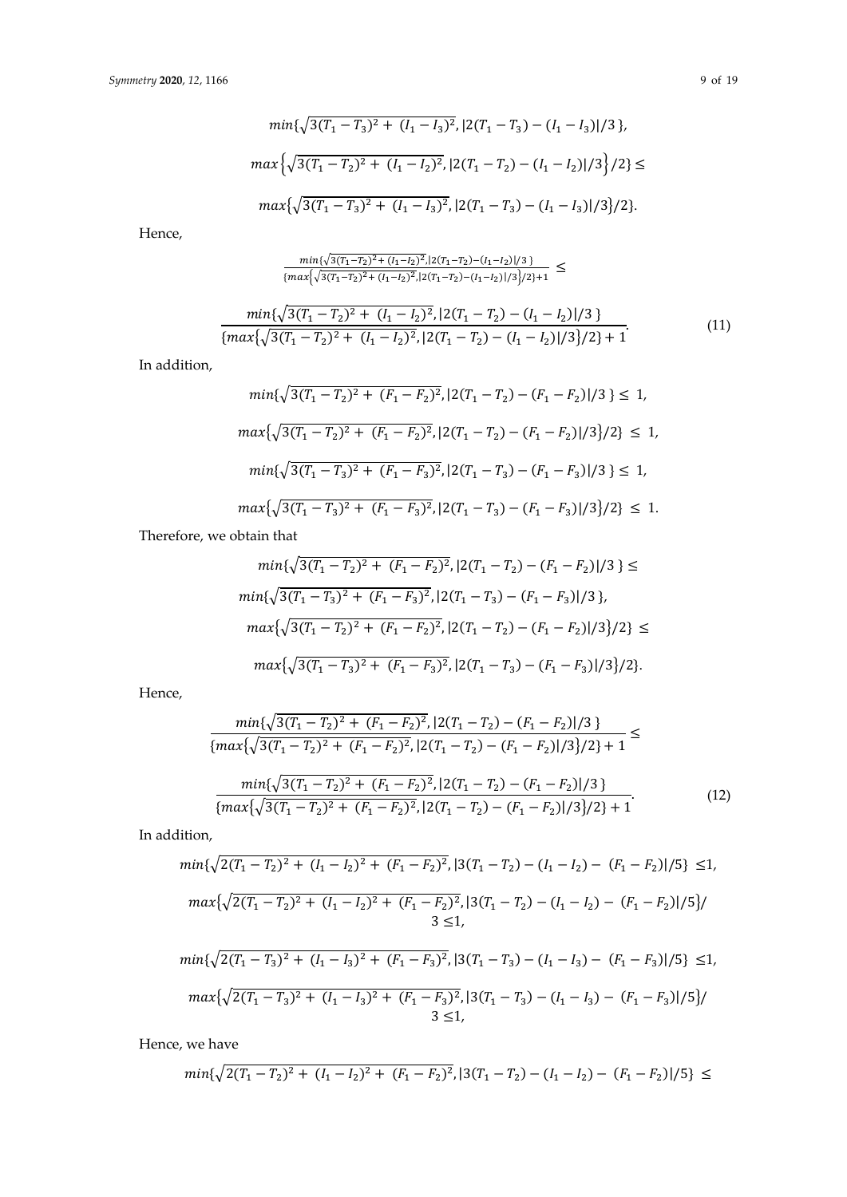$$min\{\sqrt{3(T_1-T_3)^2+\ (I_1-I_3)^2}, |2(T_1-T_3)-(I_1-I_3)|/3\},$$

$$max\left\{\sqrt{3(T_1-T_2)^2+\ (I_1-I_2)^2}, |2(T_1-T_2)-(I_1-I_2)|/3\right\}/2\} \leq$$

$$max\{\sqrt{3(T_1-T_3)^2+\ (I_1-I_3)^2}, |2(T_1-T_3)-(I_1-I_3)|/3\}/2\}.$$

Hence,

$$\frac{min\{\sqrt{3(T_1-T_2)^2+(I_1-I_2)^2}, |2(T_1-T_2)-(I_1-I_2)|/3\}}{\{max\{\sqrt{3(T_1-T_2)^2+(I_1-I_2)^2}, |2(T_1-T_2)-(I_1-I_2)|/3\}/2\}+1} \leq$$

$$\frac{min\{\sqrt{3(T_1-T_2)^2+\ (I_1-I_2)^2}, |2(T_1-T_2)-(I_1-I_2)|/3\}}{\{max\{\sqrt{3(T_1-T_2)^2+\ (I_1-I_2)^2}, |2(T_1-T_2)-(I_1-I_2)|/3\}/2\}+1}. \tag{11}$$

In addition,

$$min\{\sqrt{3(T_1-T_2)^2+\ (F_1-F_2)^2}, |2(T_1-T_2)-(F_1-F_2)|/3\} \leq\ 1,$$

$$max\{\sqrt{3(T_1-T_2)^2+\ (F_1-F_2)^2}, |2(T_1-T_2)-(F_1-F_2)|/3\}/2\} \ \leq\ 1,$$

$$min\{\sqrt{3(T_1-T_3)^2+\ (F_1-F_3)^2}, |2(T_1-T_3)-(F_1-F_3)|/3\} \leq\ 1,$$

$$max\{\sqrt{3(T_1-T_3)^2+\ (F_1-F_3)^2}, |2(T_1-T_3)-(F_1-F_3)|/3\}/2\} \ \leq\ 1.$$

Therefore, we obtain that

$$min\{\sqrt{3(T_1-T_2)^2+\ (F_1-F_2)^2}, |2(T_1-T_2)-(F_1-F_2)|/3\} \leq$$

$$min\{\sqrt{3(T_1-T_3)^2+\ (F_1-F_3)^2}, |2(T_1-T_3)-(F_1-F_3)|/3\},$$

$$max\{\sqrt{3(T_1-T_2)^2+\ (F_1-F_2)^2}, |2(T_1-T_2)-(F_1-F_2)|/3\}/2\} \leq$$

$$max\{\sqrt{3(T_1-T_3)^2+\ (F_1-F_3)^2}, |2(T_1-T_3)-(F_1-F_3)|/3\}/2\}.$$

Hence,

$$\frac{min\{\sqrt{3(T_1-T_2)^2+\ (F_1-F_2)^2}, |2(T_1-T_2)-(F_1-F_2)|/3\}}{\{max\{\sqrt{3(T_1-T_2)^2+\ (F_1-F_2)^2}, |2(T_1-T_2)-(F_1-F_2)|/3\}/2\}+1} \leq$$

$$\frac{min\{\sqrt{3(T_1-T_2)^2+\ (F_1-F_2)^2}, |2(T_1-T_2)-(F_1-F_2)|/3\}}{\{max\{\sqrt{3(T_1-T_2)^2+\ (F_1-F_2)^2}, |2(T_1-T_2)-(F_1-F_2)|/3\}/2\}+1}. \tag{12}$$

In addition,

$$min\{\sqrt{2(T_1-T_2)^2+\ (I_1-I_2)^2+\ (F_1-F_2)^2}, |3(T_1-T_2)-(I_1-I_2)-\ (F_1-F_2)|/5\} \ \leq 1,$$

$$max\{\sqrt{2(T_1-T_2)^2+\ (I_1-I_2)^2+\ (F_1-F_2)^2}, |3(T_1-T_2)-(I_1-I_2)-\ (F_1-F_2)|/5\}/3 \leq 1,$$

$$min\{\sqrt{2(T_1-T_3)^2+\ (I_1-I_3)^2+\ (F_1-F_3)^2}, |3(T_1-T_3)-(I_1-I_3)-\ (F_1-F_3)|/5\} \ \leq 1,$$

$$max\{\sqrt{2(T_1-T_3)^2+\ (I_1-I_3)^2+\ (F_1-F_3)^2}, |3(T_1-T_3)-(I_1-I_3)-\ (F_1-F_3)|/5\}/3 \leq 1,$$

Hence, we have

$$min\{\sqrt{2(T_1-T_2)^2+\ (I_1-I_2)^2+\ (F_1-F_2)^2}, |3(T_1-T_2)-(I_1-I_2)-\ (F_1-F_2)|/5\} \ \leq$$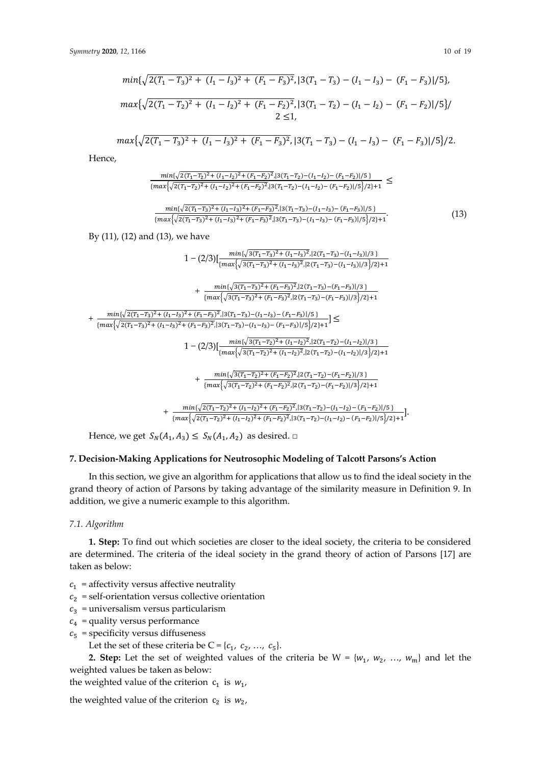$$min\{\sqrt{2(T_1 - T_3)^2 + (I_1 - I_3)^2 + (F_1 - F_3)^2}, |3(T_1 - T_3) - (I_1 - I_3) - (F_1 - F_3)|/5\},$$

$$max\{\sqrt{2(T_1 - T_2)^2 + (I_1 - I_2)^2 + (F_1 - F_2)^2}, |3(T_1 - T_2) - (I_1 - I_2) - (F_1 - F_2)|/5\}/2 \leq 1,$$

$$max\{\sqrt{2(T_1 - T_3)^2 + (I_1 - I_3)^2 + (F_1 - F_3)^2}, |3(T_1 - T_3) - (I_1 - I_3) - (F_1 - F_3)|/5\}/2.$$

Hence,

$$\frac{min\{\sqrt{2(T_1-T_2)^2+(I_1-I_2)^2+(F_1-F_2)^2}, |3(T_1-T_2)-(I_1-I_2)-(F_1-F_2)|/5\}}{\{max\{\sqrt{2(T_1-T_2)^2+(I_1-I_2)^2+(F_1-F_2)^2}, |3(T_1-T_2)-(I_1-I_2)-(F_1-F_2)|/5\}/2\}+1} \leq$$

$$\frac{min\{\sqrt{2(T_1-T_3)^2+(I_1-I_3)^2+(F_1-F_3)^2}, |3(T_1-T_3)-(I_1-I_3)-(F_1-F_3)|/5\}}{\{max\{\sqrt{2(T_1-T_3)^2+(I_1-I_3)^2+(F_1-F_3)^2}, |3(T_1-T_3)-(I_1-I_3)-(F_1-F_3)|/5\}/2\}+1}. \quad (13)$$

By (11), (12) and (13), we have

$$1 - (2/3)\Big[\frac{min\{\sqrt{3(T_1-T_3)^2+(I_1-I_3)^2}, |2(T_1-T_3)-(I_1-I_3)|/3\}}{\{max\{\sqrt{3(T_1-T_3)^2+(I_1-I_3)^2}, |2(T_1-T_3)-(I_1-I_3)|/3\}/2\}+1}$$

$$+ \frac{min\{\sqrt{3(T_1-T_3)^2+(F_1-F_3)^2}, |2(T_1-T_3)-(F_1-F_3)|/3\}}{\{max\{\sqrt{3(T_1-T_3)^2+(F_1-F_3)^2}, |2(T_1-T_3)-(F_1-F_3)|/3\}/2\}+1}$$

$$+ \frac{min\{\sqrt{2(T_1-T_3)^2+(I_1-I_3)^2+(F_1-F_3)^2}, |3(T_1-T_3)-(I_1-I_3)-(F_1-F_3)|/5\}}{\{max\{\sqrt{2(T_1-T_3)^2+(I_1-I_3)^2+(F_1-F_3)^2}, |3(T_1-T_3)-(I_1-I_3)-(F_1-F_3)|/5\}/2\}+1}\Big] \leq$$

$$1 - (2/3)\Big[\frac{min\{\sqrt{3(T_1-T_2)^2+(I_1-I_2)^2}, |2(T_1-T_2)-(I_1-I_2)|/3\}}{\{max\{\sqrt{3(T_1-T_2)^2+(I_1-I_2)^2}, |2(T_1-T_2)-(I_1-I_2)|/3\}/2\}+1}$$

$$+ \frac{min\{\sqrt{3(T_1-T_2)^2+(F_1-F_2)^2}, |2(T_1-T_2)-(F_1-F_2)|/3\}}{\{max\{\sqrt{3(T_1-T_2)^2+(F_1-F_2)^2}, |2(T_1-T_2)-(F_1-F_2)|/3\}/2\}+1}$$

$$+ \frac{min\{\sqrt{2(T_1-T_2)^2+(I_1-I_2)^2+(F_1-F_2)^2}, |3(T_1-T_2)-(I_1-I_2)-(F_1-F_2)|/5\}}{\{max\{\sqrt{2(T_1-T_2)^2+(I_1-I_2)^2+(F_1-F_2)^2}, |3(T_1-T_2)-(I_1-I_2)-(F_1-F_2)|/5\}/2\}+1}\Big].$$

Hence, we get $S_N(A_1, A_3) \leq S_N(A_1, A_2)$ as desired. □

## 7. Decision-Making Applications for Neutrosophic Modeling of Talcott Parsons's Action

In this section, we give an algorithm for applications that allow us to find the ideal society in the grand theory of action of Parsons by taking advantage of the similarity measure in Definition 9. In addition, we give a numeric example to this algorithm.

### *7.1. Algorithm*

**1. Step:** To find out which societies are closer to the ideal society, the criteria to be considered are determined. The criteria of the ideal society in the grand theory of action of Parsons [17] are taken as below:

$c_1$ = affectivity versus affective neutrality

$c_2$ = self-orientation versus collective orientation

$c_3$ = universalism versus particularism

$c_4$ = quality versus performance

$c_5$ = specificity versus diffuseness

Let the set of these criteria be C = $\{c_1, c_2, \ldots, c_5\}$.

**2. Step:** Let the set of weighted values of the criteria be W = $\{w_1, w_2, \ldots, w_m\}$ and let the weighted values be taken as below:

the weighted value of the criterion $c_1$ is $w_1$,

the weighted value of the criterion $c_2$ is $w_2$,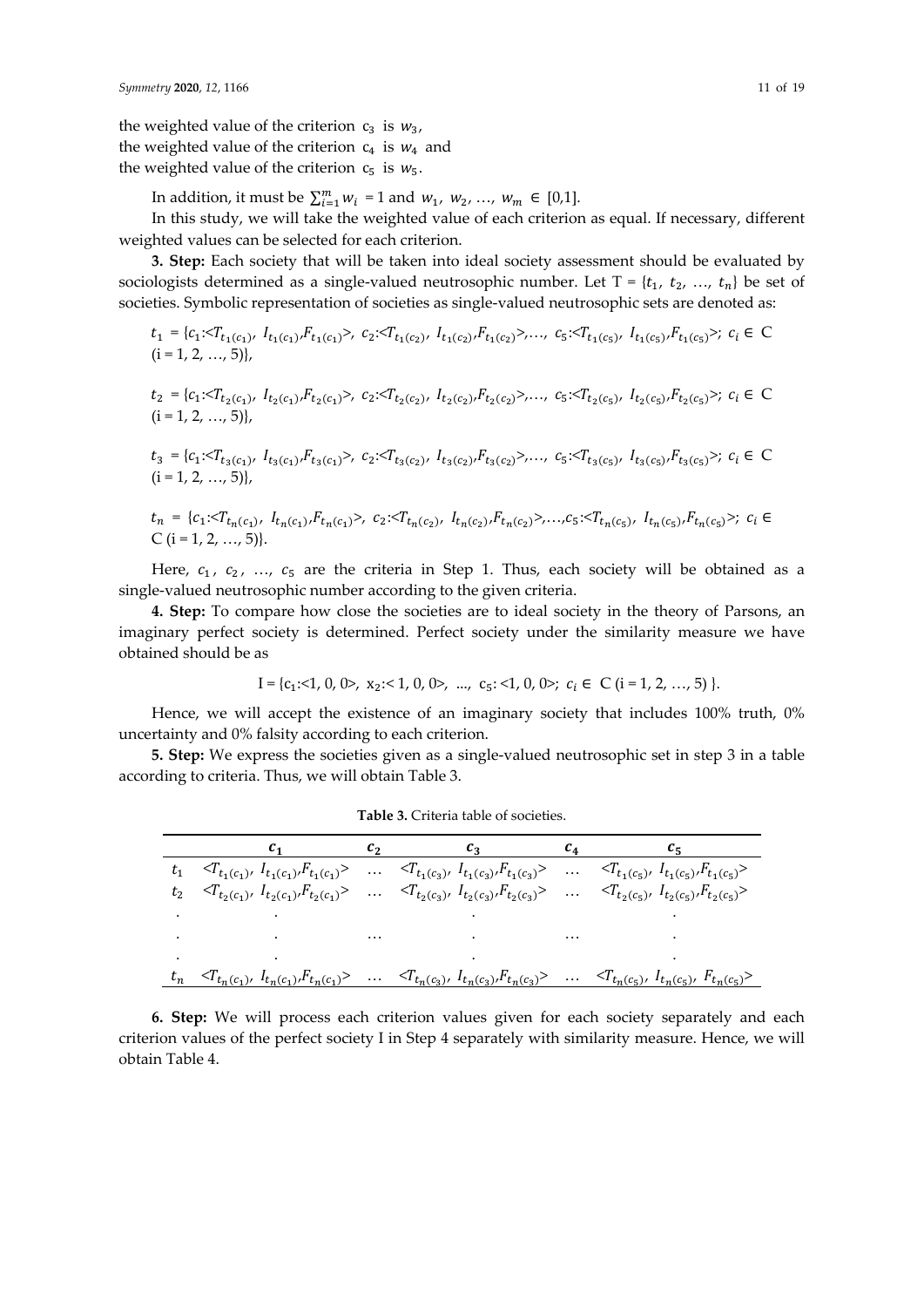the weighted value of the criterion $c_3$ is $w_3$,
the weighted value of the criterion $c_4$ is $w_4$ and
the weighted value of the criterion $c_5$ is $w_5$.

In addition, it must be $\sum_{i=1}^{m} w_i = 1$ and $w_1, w_2, \ldots, w_m \in [0,1]$.

In this study, we will take the weighted value of each criterion as equal. If necessary, different weighted values can be selected for each criterion.

**3. Step:** Each society that will be taken into ideal society assessment should be evaluated by sociologists determined as a single-valued neutrosophic number. Let $T = \{t_1, t_2, \ldots, t_n\}$ be set of societies. Symbolic representation of societies as single-valued neutrosophic sets are denoted as:

$t_1 = \{c_1{:}<T_{t_1(c_1)}, I_{t_1(c_1)}, F_{t_1(c_1)}>, c_2{:}<T_{t_1(c_2)}, I_{t_1(c_2)}, F_{t_1(c_2)}>, \ldots, c_5{:}<T_{t_1(c_5)}, I_{t_1(c_5)}, F_{t_1(c_5)}>; c_i \in C$ $(i = 1, 2, \ldots, 5)\}$,

$t_2 = \{c_1{:}<T_{t_2(c_1)}, I_{t_2(c_1)}, F_{t_2(c_1)}>, c_2{:}<T_{t_2(c_2)}, I_{t_2(c_2)}, F_{t_2(c_2)}>, \ldots, c_5{:}<T_{t_2(c_5)}, I_{t_2(c_5)}, F_{t_2(c_5)}>; c_i \in C$ $(i = 1, 2, \ldots, 5)\}$,

$t_3 = \{c_1{:}<T_{t_3(c_1)}, I_{t_3(c_1)}, F_{t_3(c_1)}>, c_2{:}<T_{t_3(c_2)}, I_{t_3(c_2)}, F_{t_3(c_2)}>, \ldots, c_5{:}<T_{t_3(c_5)}, I_{t_3(c_5)}, F_{t_3(c_5)}>; c_i \in C$ $(i = 1, 2, \ldots, 5)\}$,

$t_n = \{c_1{:}<T_{t_n(c_1)}, I_{t_n(c_1)}, F_{t_n(c_1)}>, c_2{:}<T_{t_n(c_2)}, I_{t_n(c_2)}, F_{t_n(c_2)}>, \ldots, c_5{:}<T_{t_n(c_5)}, I_{t_n(c_5)}, F_{t_n(c_5)}>; c_i \in C$ $(i = 1, 2, \ldots, 5)\}$.

Here, $c_1, c_2, \ldots, c_5$ are the criteria in Step 1. Thus, each society will be obtained as a single-valued neutrosophic number according to the given criteria.

**4. Step:** To compare how close the societies are to ideal society in the theory of Parsons, an imaginary perfect society is determined. Perfect society under the similarity measure we have obtained should be as

$$I = \{c_1{:}<1, 0, 0>, x_2{:}<1, 0, 0>, \ldots, c_5{:}<1, 0, 0>; c_i \in C \ (i = 1, 2, \ldots, 5)\}.$$

Hence, we will accept the existence of an imaginary society that includes 100% truth, 0% uncertainty and 0% falsity according to each criterion.

**5. Step:** We express the societies given as a single-valued neutrosophic set in step 3 in a table according to criteria. Thus, we will obtain Table 3.

**Table 3.** Criteria table of societies.

| | $c_1$ | $c_2$ | $c_3$ | $c_4$ | $c_5$ |
|---|---|---|---|---|---|
| $t_1$ | $<T_{t_1(c_1)}, I_{t_1(c_1)}, F_{t_1(c_1)}>$ | … | $<T_{t_1(c_3)}, I_{t_1(c_3)}, F_{t_1(c_3)}>$ | … | $<T_{t_1(c_5)}, I_{t_1(c_5)}, F_{t_1(c_5)}>$ |
| $t_2$ | $<T_{t_2(c_1)}, I_{t_2(c_1)}, F_{t_2(c_1)}>$ | … | $<T_{t_2(c_3)}, I_{t_2(c_3)}, F_{t_2(c_3)}>$ | … | $<T_{t_2(c_5)}, I_{t_2(c_5)}, F_{t_2(c_5)}>$ |
| . | . | | . | | . |
| . | . | … | . | … | . |
| . | . | | . | | . |
| $t_n$ | $<T_{t_n(c_1)}, I_{t_n(c_1)}, F_{t_n(c_1)}>$ | … | $<T_{t_n(c_3)}, I_{t_n(c_3)}, F_{t_n(c_3)}>$ | … | $<T_{t_n(c_5)}, I_{t_n(c_5)}, F_{t_n(c_5)}>$ |

**6. Step:** We will process each criterion values given for each society separately and each criterion values of the perfect society I in Step 4 separately with similarity measure. Hence, we will obtain Table 4.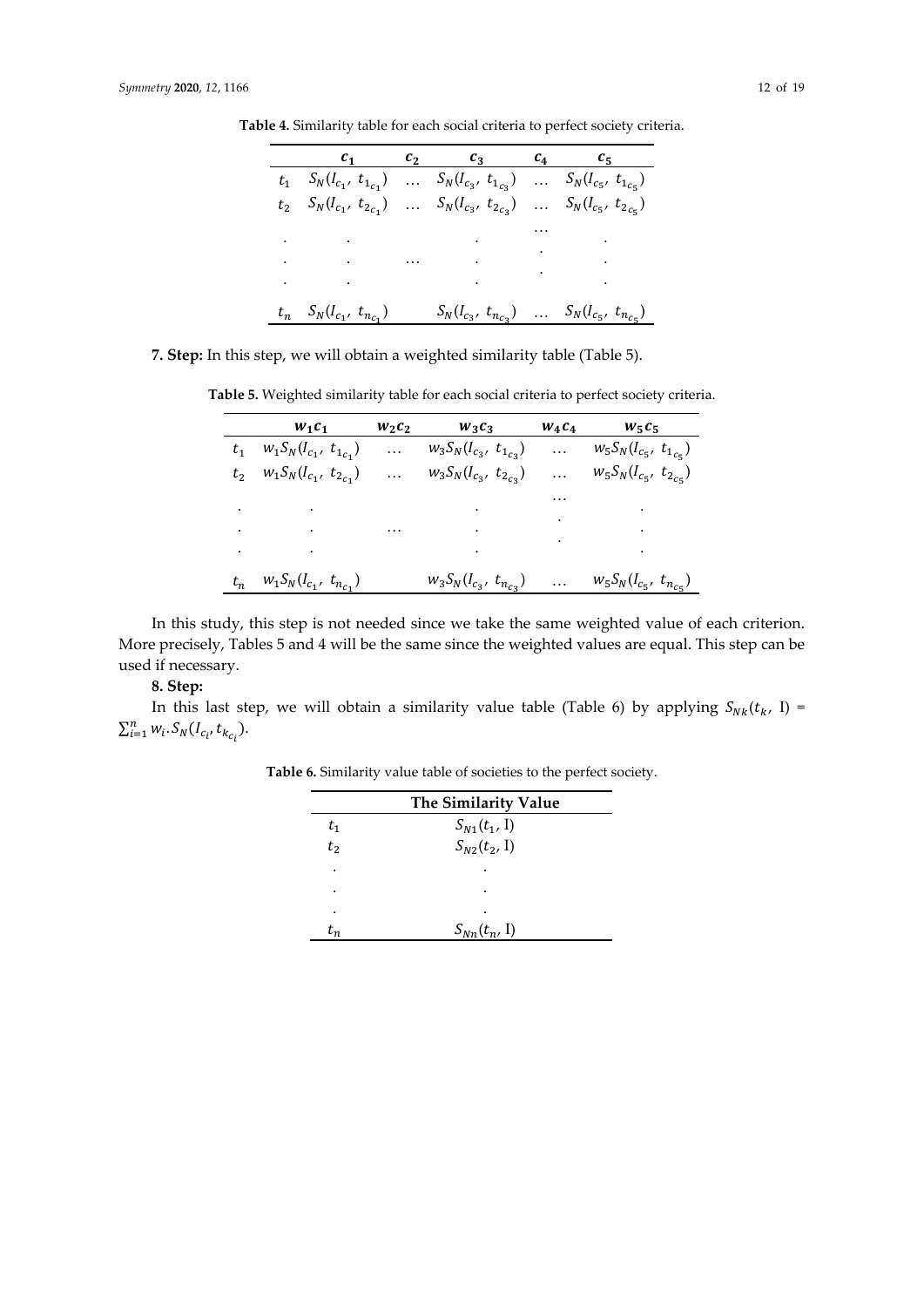**Table 4.** Similarity table for each social criteria to perfect society criteria.

| | $c_1$ | $c_2$ | $c_3$ | $c_4$ | $c_5$ |
|---|---|---|---|---|---|
| $t_1$ | $S_N(I_{c_1}, t_{1_{c_1}})$ | … | $S_N(I_{c_3}, t_{1_{c_3}})$ | … | $S_N(I_{c_5}, t_{1_{c_5}})$ |
| $t_2$ | $S_N(I_{c_1}, t_{2_{c_1}})$ | … | $S_N(I_{c_3}, t_{2_{c_3}})$ | … | $S_N(I_{c_5}, t_{2_{c_5}})$ |
| . | . | | . | … | . |
| . | . | … | . | . | . |
| . | . | | . | . | . |
| $t_n$ | $S_N(I_{c_1}, t_{n_{c_1}})$ | | $S_N(I_{c_3}, t_{n_{c_3}})$ | … | $S_N(I_{c_5}, t_{n_{c_5}})$ |

**7. Step:** In this step, we will obtain a weighted similarity table (Table 5).

**Table 5.** Weighted similarity table for each social criteria to perfect society criteria.

| | $w_1c_1$ | $w_2c_2$ | $w_3c_3$ | $w_4c_4$ | $w_5c_5$ |
|---|---|---|---|---|---|
| $t_1$ | $w_1S_N(I_{c_1}, t_{1_{c_1}})$ | … | $w_3S_N(I_{c_3}, t_{1_{c_3}})$ | … | $w_5S_N(I_{c_5}, t_{1_{c_5}})$ |
| $t_2$ | $w_1S_N(I_{c_1}, t_{2_{c_1}})$ | … | $w_3S_N(I_{c_3}, t_{2_{c_3}})$ | … | $w_5S_N(I_{c_5}, t_{2_{c_5}})$ |
| . | . | | . | … | . |
| . | . | … | . | . | . |
| . | . | | . | . | . |
| $t_n$ | $w_1S_N(I_{c_1}, t_{n_{c_1}})$ | | $w_3S_N(I_{c_3}, t_{n_{c_3}})$ | … | $w_5S_N(I_{c_5}, t_{n_{c_5}})$ |

In this study, this step is not needed since we take the same weighted value of each criterion. More precisely, Tables 5 and 4 will be the same since the weighted values are equal. This step can be used if necessary.

**8. Step:**

In this last step, we will obtain a similarity value table (Table 6) by applying $S_{Nk}(t_k, \text{I}) = \sum_{i=1}^{n} w_i.S_N(I_{c_i}, t_{k_{c_i}})$.

**Table 6.** Similarity value table of societies to the perfect society.

| | The Similarity Value |
|---|---|
| $t_1$ | $S_{N1}(t_1, \text{I})$ |
| $t_2$ | $S_{N2}(t_2, \text{I})$ |
| . | . |
| . | . |
| . | . |
| $t_n$ | $S_{Nn}(t_n, \text{I})$ |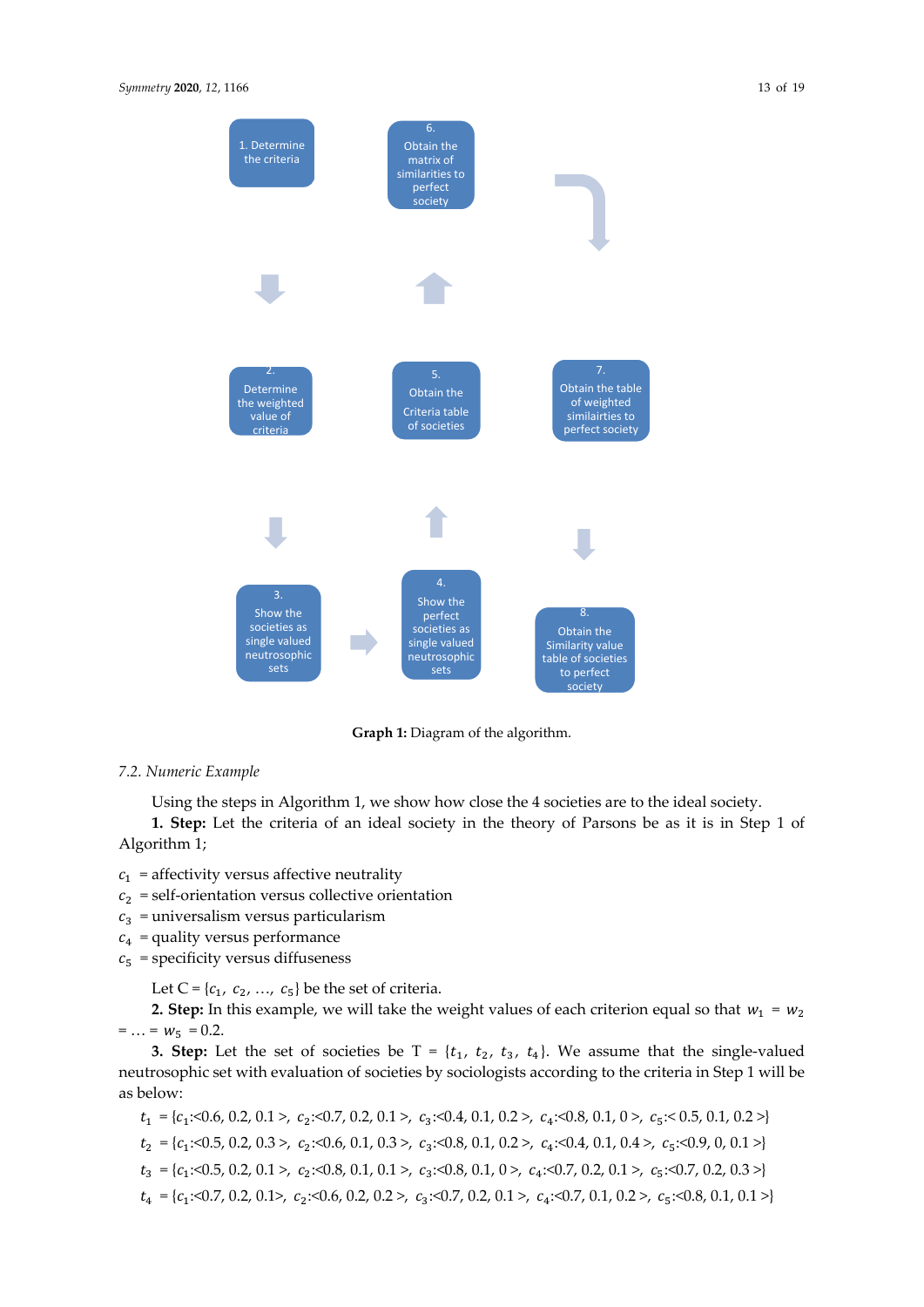1. Determine the criteria

2. Determine the weighted value of criteria

3. Show the societies as single valued neutrosophic sets

4. Show the perfect societies as single valued neutrosophic sets

5. Obtain the Criteria table of societies

6. Obtain the matrix of similarities to perfect society

7. Obtain the table of weighted similairties to perfect society

8. Obtain the Similarity value table of societies to perfect society

**Graph 1:** Diagram of the algorithm.

### 7.2. Numeric Example

Using the steps in Algorithm 1, we show how close the 4 societies are to the ideal society.

**1. Step:** Let the criteria of an ideal society in the theory of Parsons be as it is in Step 1 of Algorithm 1;

$c_1$ = affectivity versus affective neutrality
$c_2$ = self-orientation versus collective orientation
$c_3$ = universalism versus particularism
$c_4$ = quality versus performance
$c_5$ = specificity versus diffuseness

Let C = $\{c_1, c_2, \ldots, c_5\}$ be the set of criteria.

**2. Step:** In this example, we will take the weight values of each criterion equal so that $w_1 = w_2 = \ldots = w_5 = 0.2$.

**3. Step:** Let the set of societies be T = $\{t_1, t_2, t_3, t_4\}$. We assume that the single-valued neutrosophic set with evaluation of societies by sociologists according to the criteria in Step 1 will be as below:

$t_1 = \{c_1{:}\langle 0.6, 0.2, 0.1\rangle, c_2{:}\langle 0.7, 0.2, 0.1\rangle, c_3{:}\langle 0.4, 0.1, 0.2\rangle, c_4{:}\langle 0.8, 0.1, 0\rangle, c_5{:}\langle 0.5, 0.1, 0.2\rangle\}$

$t_2 = \{c_1{:}\langle 0.5, 0.2, 0.3\rangle, c_2{:}\langle 0.6, 0.1, 0.3\rangle, c_3{:}\langle 0.8, 0.1, 0.2\rangle, c_4{:}\langle 0.4, 0.1, 0.4\rangle, c_5{:}\langle 0.9, 0, 0.1\rangle\}$

$t_3 = \{c_1{:}\langle 0.5, 0.2, 0.1\rangle, c_2{:}\langle 0.8, 0.1, 0.1\rangle, c_3{:}\langle 0.8, 0.1, 0\rangle, c_4{:}\langle 0.7, 0.2, 0.1\rangle, c_5{:}\langle 0.7, 0.2, 0.3\rangle\}$

$t_4 = \{c_1{:}\langle 0.7, 0.2, 0.1\rangle, c_2{:}\langle 0.6, 0.2, 0.2\rangle, c_3{:}\langle 0.7, 0.2, 0.1\rangle, c_4{:}\langle 0.7, 0.1, 0.2\rangle, c_5{:}\langle 0.8, 0.1, 0.1\rangle\}$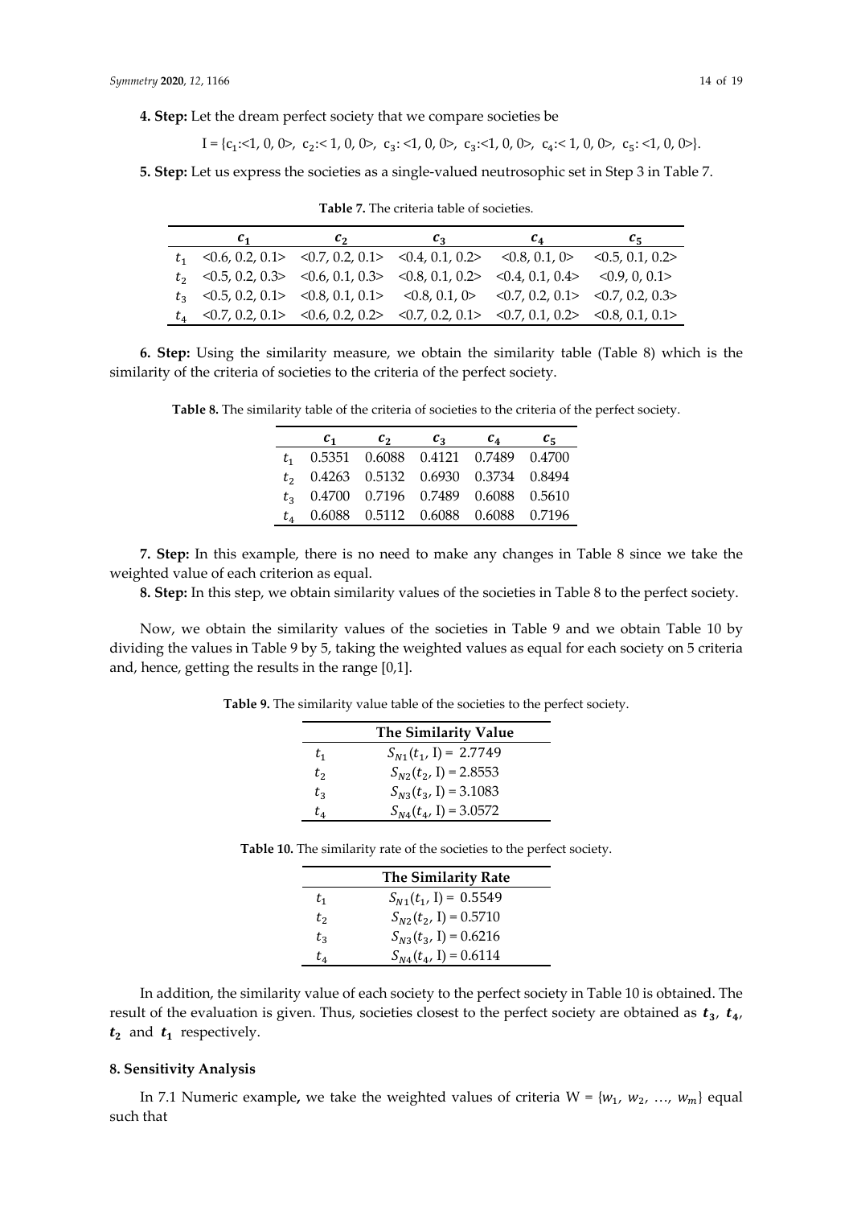**4. Step:** Let the dream perfect society that we compare societies be

$I = \{c_1:<1, 0, 0>, c_2:< 1, 0, 0>, c_3: <1, 0, 0>, c_3:<1, 0, 0>, c_4:< 1, 0, 0>, c_5: <1, 0, 0>\}$.

**5. Step:** Let us express the societies as a single-valued neutrosophic set in Step 3 in Table 7.

**Table 7.** The criteria table of societies.

| | $c_1$ | $c_2$ | $c_3$ | $c_4$ | $c_5$ |
|---|---|---|---|---|---|
| $t_1$ | <0.6, 0.2, 0.1> | <0.7, 0.2, 0.1> | <0.4, 0.1, 0.2> | <0.8, 0.1, 0> | <0.5, 0.1, 0.2> |
| $t_2$ | <0.5, 0.2, 0.3> | <0.6, 0.1, 0.3> | <0.8, 0.1, 0.2> | <0.4, 0.1, 0.4> | <0.9, 0, 0.1> |
| $t_3$ | <0.5, 0.2, 0.1> | <0.8, 0.1, 0.1> | <0.8, 0.1, 0> | <0.7, 0.2, 0.1> | <0.7, 0.2, 0.3> |
| $t_4$ | <0.7, 0.2, 0.1> | <0.6, 0.2, 0.2> | <0.7, 0.2, 0.1> | <0.7, 0.1, 0.2> | <0.8, 0.1, 0.1> |

**6. Step:** Using the similarity measure, we obtain the similarity table (Table 8) which is the similarity of the criteria of societies to the criteria of the perfect society.

**Table 8.** The similarity table of the criteria of societies to the criteria of the perfect society.

| | $c_1$ | $c_2$ | $c_3$ | $c_4$ | $c_5$ |
|---|---|---|---|---|---|
| $t_1$ | 0.5351 | 0.6088 | 0.4121 | 0.7489 | 0.4700 |
| $t_2$ | 0.4263 | 0.5132 | 0.6930 | 0.3734 | 0.8494 |
| $t_3$ | 0.4700 | 0.7196 | 0.7489 | 0.6088 | 0.5610 |
| $t_4$ | 0.6088 | 0.5112 | 0.6088 | 0.6088 | 0.7196 |

**7. Step:** In this example, there is no need to make any changes in Table 8 since we take the weighted value of each criterion as equal.

**8. Step:** In this step, we obtain similarity values of the societies in Table 8 to the perfect society.

Now, we obtain the similarity values of the societies in Table 9 and we obtain Table 10 by dividing the values in Table 9 by 5, taking the weighted values as equal for each society on 5 criteria and, hence, getting the results in the range [0,1].

**Table 9.** The similarity value table of the societies to the perfect society.

| | The Similarity Value |
|---|---|
| $t_1$ | $S_{N1}(t_1, I) = 2.7749$ |
| $t_2$ | $S_{N2}(t_2, I) = 2.8553$ |
| $t_3$ | $S_{N3}(t_3, I) = 3.1083$ |
| $t_4$ | $S_{N4}(t_4, I) = 3.0572$ |

**Table 10.** The similarity rate of the societies to the perfect society.

| | The Similarity Rate |
|---|---|
| $t_1$ | $S_{N1}(t_1, I) = 0.5549$ |
| $t_2$ | $S_{N2}(t_2, I) = 0.5710$ |
| $t_3$ | $S_{N3}(t_3, I) = 0.6216$ |
| $t_4$ | $S_{N4}(t_4, I) = 0.6114$ |

In addition, the similarity value of each society to the perfect society in Table 10 is obtained. The result of the evaluation is given. Thus, societies closest to the perfect society are obtained as $\boldsymbol{t_3}$, $\boldsymbol{t_4}$, $\boldsymbol{t_2}$ and $\boldsymbol{t_1}$ respectively.

## 8. Sensitivity Analysis

In 7.1 Numeric example**,** we take the weighted values of criteria $W = \{w_1, w_2, \ldots, w_m\}$ equal such that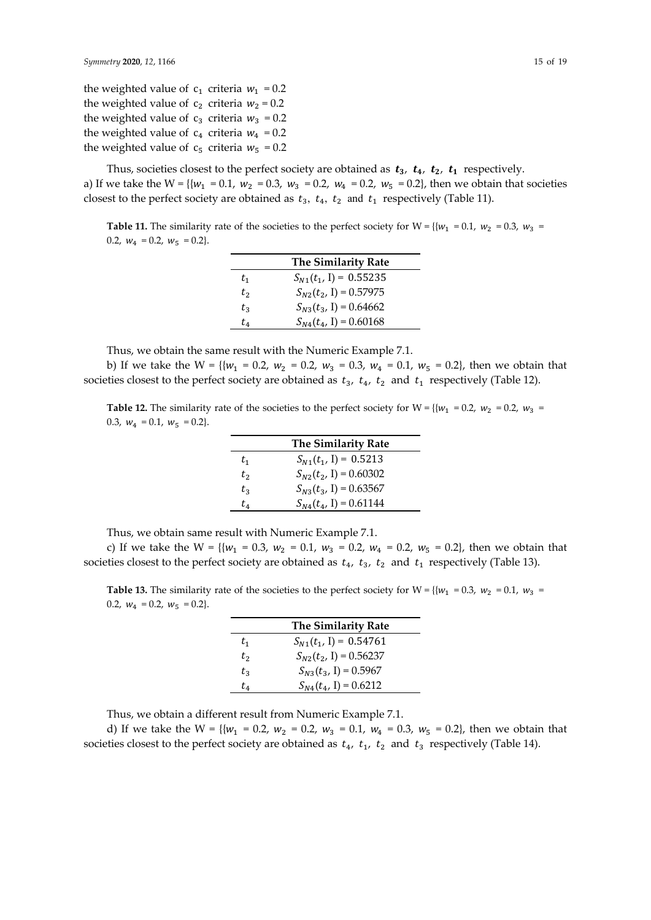the weighted value of $c_1$ criteria $w_1 = 0.2$
the weighted value of $c_2$ criteria $w_2 = 0.2$
the weighted value of $c_3$ criteria $w_3 = 0.2$
the weighted value of $c_4$ criteria $w_4 = 0.2$
the weighted value of $c_5$ criteria $w_5 = 0.2$

Thus, societies closest to the perfect society are obtained as $\boldsymbol{t_3}$, $\boldsymbol{t_4}$, $\boldsymbol{t_2}$, $\boldsymbol{t_1}$ respectively.

a) If we take the W = {{$w_1 = 0.1$, $w_2 = 0.3$, $w_3 = 0.2$, $w_4 = 0.2$, $w_5 = 0.2$}, then we obtain that societies closest to the perfect society are obtained as $t_3$, $t_4$, $t_2$ and $t_1$ respectively (Table 11).

**Table 11.** The similarity rate of the societies to the perfect society for W = {{$w_1 = 0.1$, $w_2 = 0.3$, $w_3 = 0.2$, $w_4 = 0.2$, $w_5 = 0.2$}.

| | **The Similarity Rate** |
|---|---|
| $t_1$ | $S_{N1}(t_1, \text{I}) = 0.55235$ |
| $t_2$ | $S_{N2}(t_2, \text{I}) = 0.57975$ |
| $t_3$ | $S_{N3}(t_3, \text{I}) = 0.64662$ |
| $t_4$ | $S_{N4}(t_4, \text{I}) = 0.60168$ |

Thus, we obtain the same result with the Numeric Example 7.1.

b) If we take the W = {{$w_1 = 0.2$, $w_2 = 0.2$, $w_3 = 0.3$, $w_4 = 0.1$, $w_5 = 0.2$}, then we obtain that societies closest to the perfect society are obtained as $t_3$, $t_4$, $t_2$ and $t_1$ respectively (Table 12).

**Table 12.** The similarity rate of the societies to the perfect society for W = {{$w_1 = 0.2$, $w_2 = 0.2$, $w_3 = 0.3$, $w_4 = 0.1$, $w_5 = 0.2$}.

| | **The Similarity Rate** |
|---|---|
| $t_1$ | $S_{N1}(t_1, \text{I}) = 0.5213$ |
| $t_2$ | $S_{N2}(t_2, \text{I}) = 0.60302$ |
| $t_3$ | $S_{N3}(t_3, \text{I}) = 0.63567$ |
| $t_4$ | $S_{N4}(t_4, \text{I}) = 0.61144$ |

Thus, we obtain same result with Numeric Example 7.1.

c) If we take the W = {{$w_1 = 0.3$, $w_2 = 0.1$, $w_3 = 0.2$, $w_4 = 0.2$, $w_5 = 0.2$}, then we obtain that societies closest to the perfect society are obtained as $t_4$, $t_3$, $t_2$ and $t_1$ respectively (Table 13).

**Table 13.** The similarity rate of the societies to the perfect society for W = {{$w_1 = 0.3$, $w_2 = 0.1$, $w_3 = 0.2$, $w_4 = 0.2$, $w_5 = 0.2$}.

| | **The Similarity Rate** |
|---|---|
| $t_1$ | $S_{N1}(t_1, \text{I}) = 0.54761$ |
| $t_2$ | $S_{N2}(t_2, \text{I}) = 0.56237$ |
| $t_3$ | $S_{N3}(t_3, \text{I}) = 0.5967$ |
| $t_4$ | $S_{N4}(t_4, \text{I}) = 0.6212$ |

Thus, we obtain a different result from Numeric Example 7.1.

d) If we take the W = {{$w_1 = 0.2$, $w_2 = 0.2$, $w_3 = 0.1$, $w_4 = 0.3$, $w_5 = 0.2$}, then we obtain that societies closest to the perfect society are obtained as $t_4$, $t_1$, $t_2$ and $t_3$ respectively (Table 14).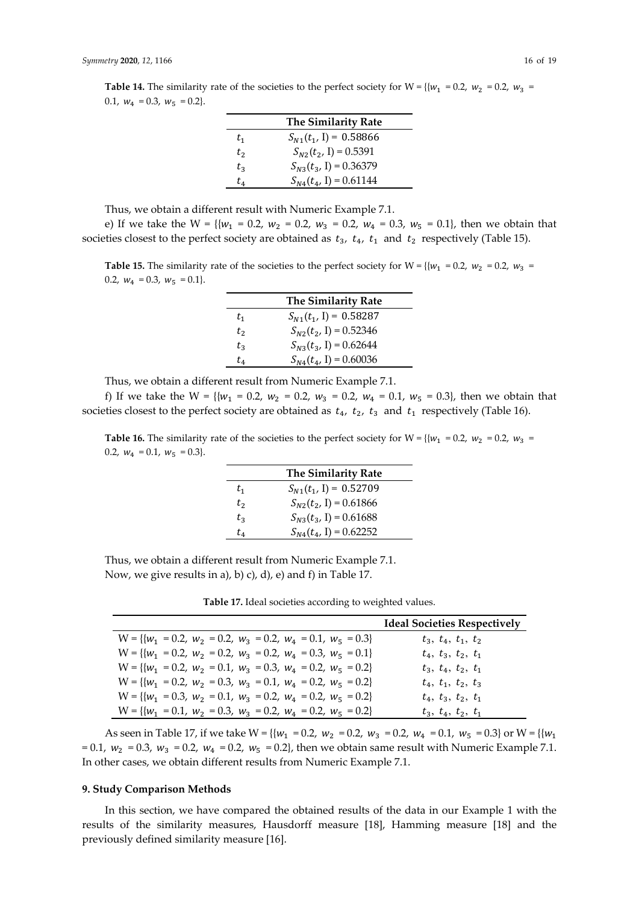**Table 14.** The similarity rate of the societies to the perfect society for W = {{$w_1$ = 0.2, $w_2$ = 0.2, $w_3$ = 0.1, $w_4$ = 0.3, $w_5$ = 0.2}.

| | The Similarity Rate |
|---|---|
| $t_1$ | $S_{N1}(t_1, \text{I}) = 0.58866$ |
| $t_2$ | $S_{N2}(t_2, \text{I}) = 0.5391$ |
| $t_3$ | $S_{N3}(t_3, \text{I}) = 0.36379$ |
| $t_4$ | $S_{N4}(t_4, \text{I}) = 0.61144$ |

Thus, we obtain a different result with Numeric Example 7.1.

e) If we take the W = {{$w_1$ = 0.2, $w_2$ = 0.2, $w_3$ = 0.2, $w_4$ = 0.3, $w_5$ = 0.1}, then we obtain that societies closest to the perfect society are obtained as $t_3$, $t_4$, $t_1$ and $t_2$ respectively (Table 15).

**Table 15.** The similarity rate of the societies to the perfect society for W = {{$w_1$ = 0.2, $w_2$ = 0.2, $w_3$ = 0.2, $w_4$ = 0.3, $w_5$ = 0.1}.

| | The Similarity Rate |
|---|---|
| $t_1$ | $S_{N1}(t_1, \text{I}) = 0.58287$ |
| $t_2$ | $S_{N2}(t_2, \text{I}) = 0.52346$ |
| $t_3$ | $S_{N3}(t_3, \text{I}) = 0.62644$ |
| $t_4$ | $S_{N4}(t_4, \text{I}) = 0.60036$ |

Thus, we obtain a different result from Numeric Example 7.1.

f) If we take the W = {{$w_1$ = 0.2, $w_2$ = 0.2, $w_3$ = 0.2, $w_4$ = 0.1, $w_5$ = 0.3}, then we obtain that societies closest to the perfect society are obtained as $t_4$, $t_2$, $t_3$ and $t_1$ respectively (Table 16).

**Table 16.** The similarity rate of the societies to the perfect society for W = {{$w_1$ = 0.2, $w_2$ = 0.2, $w_3$ = 0.2, $w_4$ = 0.1, $w_5$ = 0.3}.

| | The Similarity Rate |
|---|---|
| $t_1$ | $S_{N1}(t_1, \text{I}) = 0.52709$ |
| $t_2$ | $S_{N2}(t_2, \text{I}) = 0.61866$ |
| $t_3$ | $S_{N3}(t_3, \text{I}) = 0.61688$ |
| $t_4$ | $S_{N4}(t_4, \text{I}) = 0.62252$ |

Thus, we obtain a different result from Numeric Example 7.1.

Now, we give results in a), b) c), d), e) and f) in Table 17.

**Table 17.** Ideal societies according to weighted values.

| | Ideal Societies Respectively |
|---|---|
| W = {{$w_1$ = 0.2, $w_2$ = 0.2, $w_3$ = 0.2, $w_4$ = 0.1, $w_5$ = 0.3} | $t_3$, $t_4$, $t_1$, $t_2$ |
| W = {{$w_1$ = 0.2, $w_2$ = 0.2, $w_3$ = 0.2, $w_4$ = 0.3, $w_5$ = 0.1} | $t_4$, $t_3$, $t_2$, $t_1$ |
| W = {{$w_1$ = 0.2, $w_2$ = 0.1, $w_3$ = 0.3, $w_4$ = 0.2, $w_5$ = 0.2} | $t_3$, $t_4$, $t_2$, $t_1$ |
| W = {{$w_1$ = 0.2, $w_2$ = 0.3, $w_3$ = 0.1, $w_4$ = 0.2, $w_5$ = 0.2} | $t_4$, $t_1$, $t_2$, $t_3$ |
| W = {{$w_1$ = 0.3, $w_2$ = 0.1, $w_3$ = 0.2, $w_4$ = 0.2, $w_5$ = 0.2} | $t_4$, $t_3$, $t_2$, $t_1$ |
| W = {{$w_1$ = 0.1, $w_2$ = 0.3, $w_3$ = 0.2, $w_4$ = 0.2, $w_5$ = 0.2} | $t_3$, $t_4$, $t_2$, $t_1$ |

As seen in Table 17, if we take W = {{$w_1$ = 0.2, $w_2$ = 0.2, $w_3$ = 0.2, $w_4$ = 0.1, $w_5$ = 0.3} or W = {{$w_1$ = 0.1, $w_2$ = 0.3, $w_3$ = 0.2, $w_4$ = 0.2, $w_5$ = 0.2}, then we obtain same result with Numeric Example 7.1. In other cases, we obtain different results from Numeric Example 7.1.

### 9. Study Comparison Methods

In this section, we have compared the obtained results of the data in our Example 1 with the results of the similarity measures, Hausdorff measure [18], Hamming measure [18] and the previously defined similarity measure [16].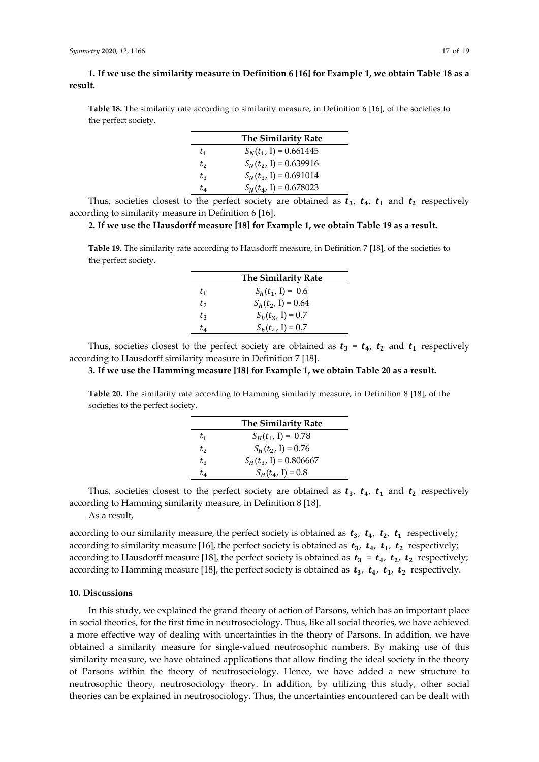**1. If we use the similarity measure in Definition 6 [16] for Example 1, we obtain Table 18 as a result.**

**Table 18.** The similarity rate according to similarity measure, in Definition 6 [16], of the societies to the perfect society.

| | The Similarity Rate |
|---|---|
| $t_1$ | $S_N(t_1, \text{I}) = 0.661445$ |
| $t_2$ | $S_N(t_2, \text{I}) = 0.639916$ |
| $t_3$ | $S_N(t_3, \text{I}) = 0.691014$ |
| $t_4$ | $S_N(t_4, \text{I}) = 0.678023$ |

Thus, societies closest to the perfect society are obtained as $t_3$, $t_4$, $t_1$ and $t_2$ respectively according to similarity measure in Definition 6 [16].

**2. If we use the Hausdorff measure [18] for Example 1, we obtain Table 19 as a result.**

**Table 19.** The similarity rate according to Hausdorff measure, in Definition 7 [18], of the societies to the perfect society.

| | The Similarity Rate |
|---|---|
| $t_1$ | $S_h(t_1, \text{I}) = 0.6$ |
| $t_2$ | $S_h(t_2, \text{I}) = 0.64$ |
| $t_3$ | $S_h(t_3, \text{I}) = 0.7$ |
| $t_4$ | $S_h(t_4, \text{I}) = 0.7$ |

Thus, societies closest to the perfect society are obtained as $t_3 = t_4$, $t_2$ and $t_1$ respectively according to Hausdorff similarity measure in Definition 7 [18].

**3. If we use the Hamming measure [18] for Example 1, we obtain Table 20 as a result.**

**Table 20.** The similarity rate according to Hamming similarity measure, in Definition 8 [18], of the societies to the perfect society.

| | The Similarity Rate |
|---|---|
| $t_1$ | $S_H(t_1, \text{I}) = 0.78$ |
| $t_2$ | $S_H(t_2, \text{I}) = 0.76$ |
| $t_3$ | $S_H(t_3, \text{I}) = 0.806667$ |
| $t_4$ | $S_H(t_4, \text{I}) = 0.8$ |

Thus, societies closest to the perfect society are obtained as $t_3$, $t_4$, $t_1$ and $t_2$ respectively according to Hamming similarity measure, in Definition 8 [18].

As a result,

according to our similarity measure, the perfect society is obtained as $t_3$, $t_4$, $t_2$, $t_1$ respectively;
according to similarity measure [16], the perfect society is obtained as $t_3$, $t_4$, $t_1$, $t_2$ respectively;
according to Hausdorff measure [18], the perfect society is obtained as $t_3 = t_4$, $t_2$, $t_1$ respectively;
according to Hamming measure [18], the perfect society is obtained as $t_3$, $t_4$, $t_1$, $t_2$ respectively.

## 10. Discussions

In this study, we explained the grand theory of action of Parsons, which has an important place in social theories, for the first time in neutrosociology. Thus, like all social theories, we have achieved a more effective way of dealing with uncertainties in the theory of Parsons. In addition, we have obtained a similarity measure for single-valued neutrosophic numbers. By making use of this similarity measure, we have obtained applications that allow finding the ideal society in the theory of Parsons within the theory of neutrosociology. Hence, we have added a new structure to neutrosophic theory, neutrosociology theory. In addition, by utilizing this study, other social theories can be explained in neutrosociology. Thus, the uncertainties encountered can be dealt with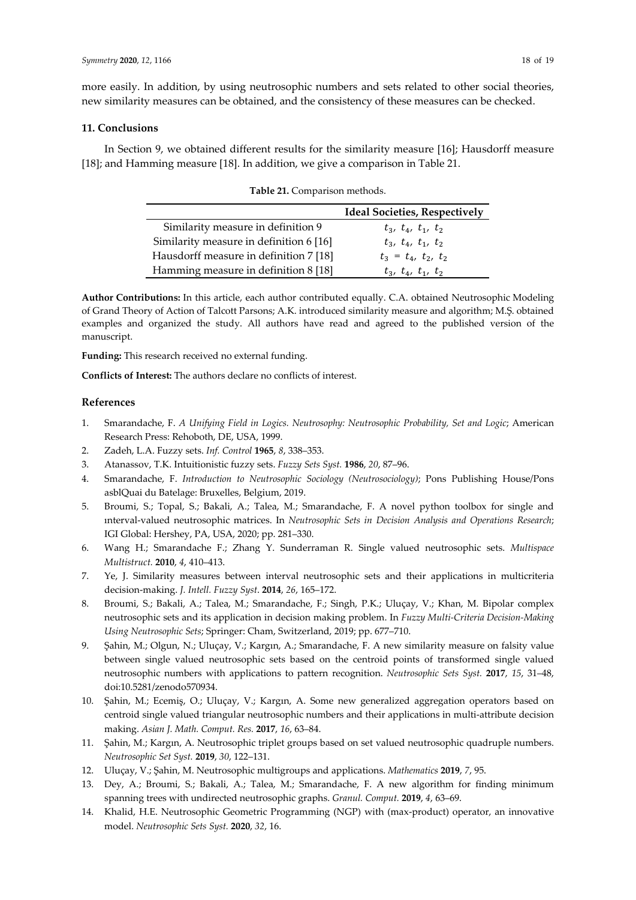more easily. In addition, by using neutrosophic numbers and sets related to other social theories, new similarity measures can be obtained, and the consistency of these measures can be checked.

## 11. Conclusions

In Section 9, we obtained different results for the similarity measure [16]; Hausdorff measure [18]; and Hamming measure [18]. In addition, we give a comparison in Table 21.

**Table 21.** Comparison methods.

| | **Ideal Societies, Respectively** |
|---|---|
| Similarity measure in definition 9 | $t_3,\ t_4,\ t_1,\ t_2$ |
| Similarity measure in definition 6 [16] | $t_3,\ t_4,\ t_1,\ t_2$ |
| Hausdorff measure in definition 7 [18] | $t_3\ =\ t_4,\ t_2,\ t_2$ |
| Hamming measure in definition 8 [18] | $t_3,\ t_4,\ t_1,\ t_2$ |

**Author Contributions:** In this article, each author contributed equally. C.A. obtained Neutrosophic Modeling of Grand Theory of Action of Talcott Parsons; A.K. introduced similarity measure and algorithm; M.Ş. obtained examples and organized the study. All authors have read and agreed to the published version of the manuscript.

**Funding:** This research received no external funding.

**Conflicts of Interest:** The authors declare no conflicts of interest.

## References

1. Smarandache, F. *A Unifying Field in Logics. Neutrosophy: Neutrosophic Probability, Set and Logic*; American Research Press: Rehoboth, DE, USA, 1999.
2. Zadeh, L.A. Fuzzy sets. *Inf. Control* **1965**, *8*, 338–353.
3. Atanassov, T.K. Intuitionistic fuzzy sets. *Fuzzy Sets Syst.* **1986**, *20*, 87–96.
4. Smarandache, F. *Introduction to Neutrosophic Sociology (Neutrosociology)*; Pons Publishing House/Pons asblQuai du Batelage: Bruxelles, Belgium, 2019.
5. Broumi, S.; Topal, S.; Bakali, A.; Talea, M.; Smarandache, F. A novel python toolbox for single and ınterval-valued neutrosophic matrices. In *Neutrosophic Sets in Decision Analysis and Operations Research*; IGI Global: Hershey, PA, USA, 2020; pp. 281–330.
6. Wang H.; Smarandache F.; Zhang Y. Sunderraman R. Single valued neutrosophic sets. *Multispace Multistruct.* **2010**, *4*, 410–413.
7. Ye, J. Similarity measures between interval neutrosophic sets and their applications in multicriteria decision-making. *J. Intell. Fuzzy Syst*. **2014**, *26*, 165–172.
8. Broumi, S.; Bakali, A.; Talea, M.; Smarandache, F.; Singh, P.K.; Uluçay, V.; Khan, M. Bipolar complex neutrosophic sets and its application in decision making problem. In *Fuzzy Multi-Criteria Decision-Making Using Neutrosophic Sets*; Springer: Cham, Switzerland, 2019; pp. 677–710.
9. Şahin, M.; Olgun, N.; Uluçay, V.; Kargın, A.; Smarandache, F. A new similarity measure on falsity value between single valued neutrosophic sets based on the centroid points of transformed single valued neutrosophic numbers with applications to pattern recognition. *Neutrosophic Sets Syst.* **2017**, *15*, 31–48, doi:10.5281/zenodo570934.
10. Şahin, M.; Ecemiş, O.; Uluçay, V.; Kargın, A. Some new generalized aggregation operators based on centroid single valued triangular neutrosophic numbers and their applications in multi-attribute decision making. *Asian J. Math. Comput. Res.* **2017**, *16*, 63–84.
11. Şahin, M.; Kargın, A. Neutrosophic triplet groups based on set valued neutrosophic quadruple numbers. *Neutrosophic Set Syst.* **2019**, *30*, 122–131.
12. Uluçay, V.; Şahin, M. Neutrosophic multigroups and applications. *Mathematics* **2019**, *7*, 95.
13. Dey, A.; Broumi, S.; Bakali, A.; Talea, M.; Smarandache, F. A new algorithm for finding minimum spanning trees with undirected neutrosophic graphs. *Granul. Comput.* **2019**, *4*, 63–69.
14. Khalid, H.E. Neutrosophic Geometric Programming (NGP) with (max-product) operator, an innovative model. *Neutrosophic Sets Syst.* **2020**, *32*, 16.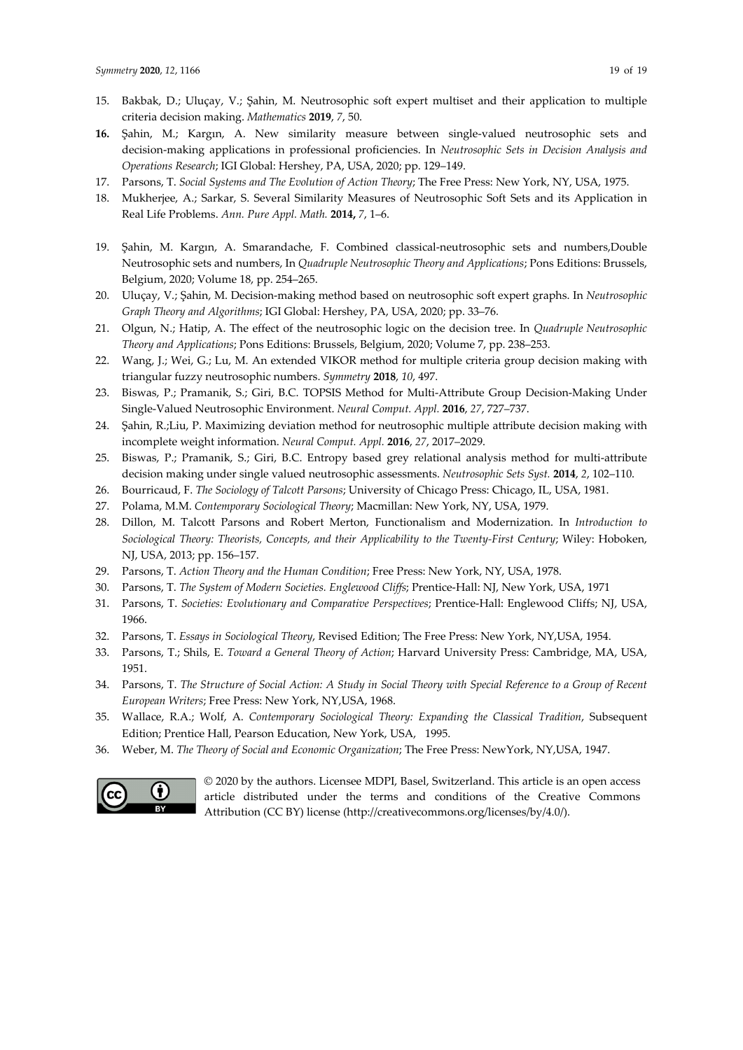15. Bakbak, D.; Uluçay, V.; Şahin, M. Neutrosophic soft expert multiset and their application to multiple criteria decision making. *Mathematics* **2019**, *7*, 50.
16. Şahin, M.; Kargın, A. New similarity measure between single-valued neutrosophic sets and decision-making applications in professional proficiencies. In *Neutrosophic Sets in Decision Analysis and Operations Research*; IGI Global: Hershey, PA, USA, 2020; pp. 129–149.
17. Parsons, T. *Social Systems and The Evolution of Action Theory*; The Free Press: New York, NY, USA, 1975.
18. Mukherjee, A.; Sarkar, S. Several Similarity Measures of Neutrosophic Soft Sets and its Application in Real Life Problems. *Ann. Pure Appl. Math.* **2014,** *7*, 1–6.
19. Şahin, M. Kargın, A. Smarandache, F. Combined classical-neutrosophic sets and numbers,Double Neutrosophic sets and numbers, In *Quadruple Neutrosophic Theory and Applications*; Pons Editions: Brussels, Belgium, 2020; Volume 18, pp. 254–265.
20. Uluçay, V.; Şahin, M. Decision-making method based on neutrosophic soft expert graphs. In *Neutrosophic Graph Theory and Algorithms*; IGI Global: Hershey, PA, USA, 2020; pp. 33–76.
21. Olgun, N.; Hatip, A. The effect of the neutrosophic logic on the decision tree. In *Quadruple Neutrosophic Theory and Applications*; Pons Editions: Brussels, Belgium, 2020; Volume 7, pp. 238–253.
22. Wang, J.; Wei, G.; Lu, M. An extended VIKOR method for multiple criteria group decision making with triangular fuzzy neutrosophic numbers. *Symmetry* **2018**, *10*, 497.
23. Biswas, P.; Pramanik, S.; Giri, B.C. TOPSIS Method for Multi-Attribute Group Decision-Making Under Single-Valued Neutrosophic Environment. *Neural Comput. Appl.* **2016**, *27*, 727–737.
24. Şahin, R.;Liu, P. Maximizing deviation method for neutrosophic multiple attribute decision making with incomplete weight information. *Neural Comput. Appl.* **2016**, *27*, 2017–2029.
25. Biswas, P.; Pramanik, S.; Giri, B.C. Entropy based grey relational analysis method for multi-attribute decision making under single valued neutrosophic assessments. *Neutrosophic Sets Syst.* **2014**, *2*, 102–110.
26. Bourricaud, F. *The Sociology of Talcott Parsons*; University of Chicago Press: Chicago, IL, USA, 1981.
27. Polama, M.M. *Contemporary Sociological Theory*; Macmillan: New York, NY, USA, 1979.
28. Dillon, M. Talcott Parsons and Robert Merton, Functionalism and Modernization. In *Introduction to Sociological Theory: Theorists, Concepts, and their Applicability to the Twenty-First Century*; Wiley: Hoboken, NJ, USA, 2013; pp. 156–157.
29. Parsons, T. *Action Theory and the Human Condition*; Free Press: New York, NY, USA, 1978.
30. Parsons, T. *The System of Modern Societies. Englewood Cliffs*; Prentice-Hall: NJ, New York, USA, 1971
31. Parsons, T. *Societies: Evolutionary and Comparative Perspectives*; Prentice-Hall: Englewood Cliffs; NJ, USA, 1966.
32. Parsons, T. *Essays in Sociological Theory*, Revised Edition; The Free Press: New York, NY,USA, 1954.
33. Parsons, T.; Shils, E. *Toward a General Theory of Action*; Harvard University Press: Cambridge, MA, USA, 1951.
34. Parsons, T. *The Structure of Social Action: A Study in Social Theory with Special Reference to a Group of Recent European Writers*; Free Press: New York, NY,USA, 1968.
35. Wallace, R.A.; Wolf, A. *Contemporary Sociological Theory: Expanding the Classical Tradition*, Subsequent Edition; Prentice Hall, Pearson Education, New York, USA, 1995.
36. Weber, M. *The Theory of Social and Economic Organization*; The Free Press: NewYork, NY,USA, 1947.

© 2020 by the authors. Licensee MDPI, Basel, Switzerland. This article is an open access article distributed under the terms and conditions of the Creative Commons Attribution (CC BY) license (http://creativecommons.org/licenses/by/4.0/).